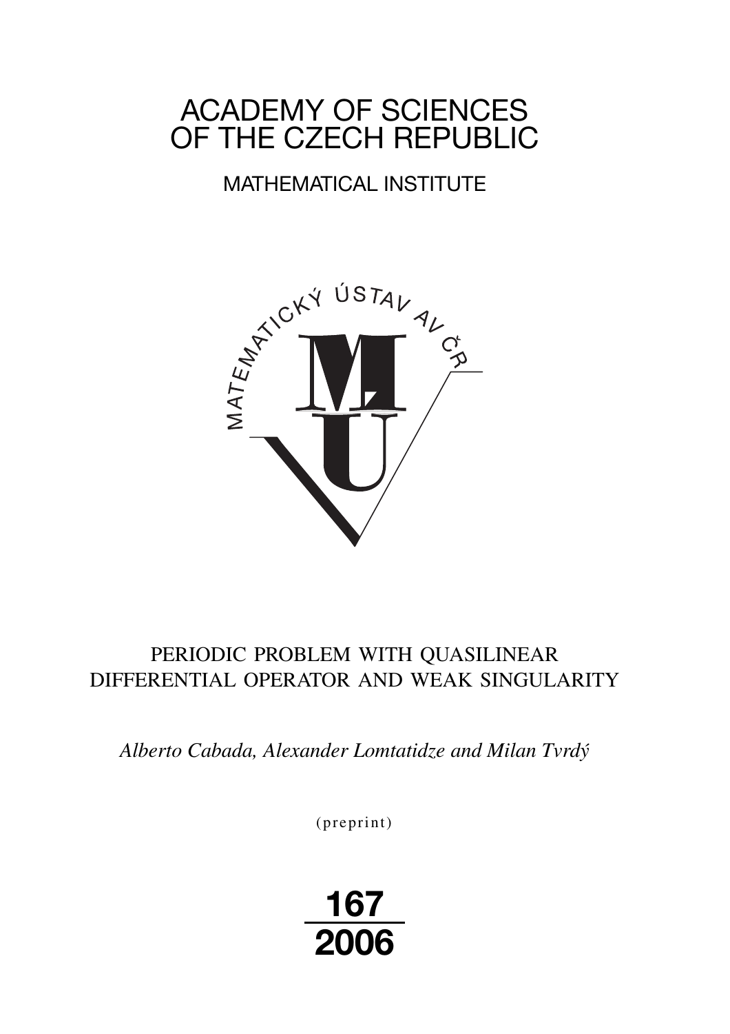# ACADEMY OF SCIENCES OF THE CZECH REPUBLIC

MATHEMATICAL INSTITUTE

MATEMATICKÝ ÚSTAV AV ČR

## PERIODIC PROBLEM WITH QUASILINEAR DIFFERENTIAL OPERATOR AND WEAK SINGULARITY

*Alberto Cabada, Alexander Lomtatidze and Milan Tvrdý*

(preprint)

**167**
**2006**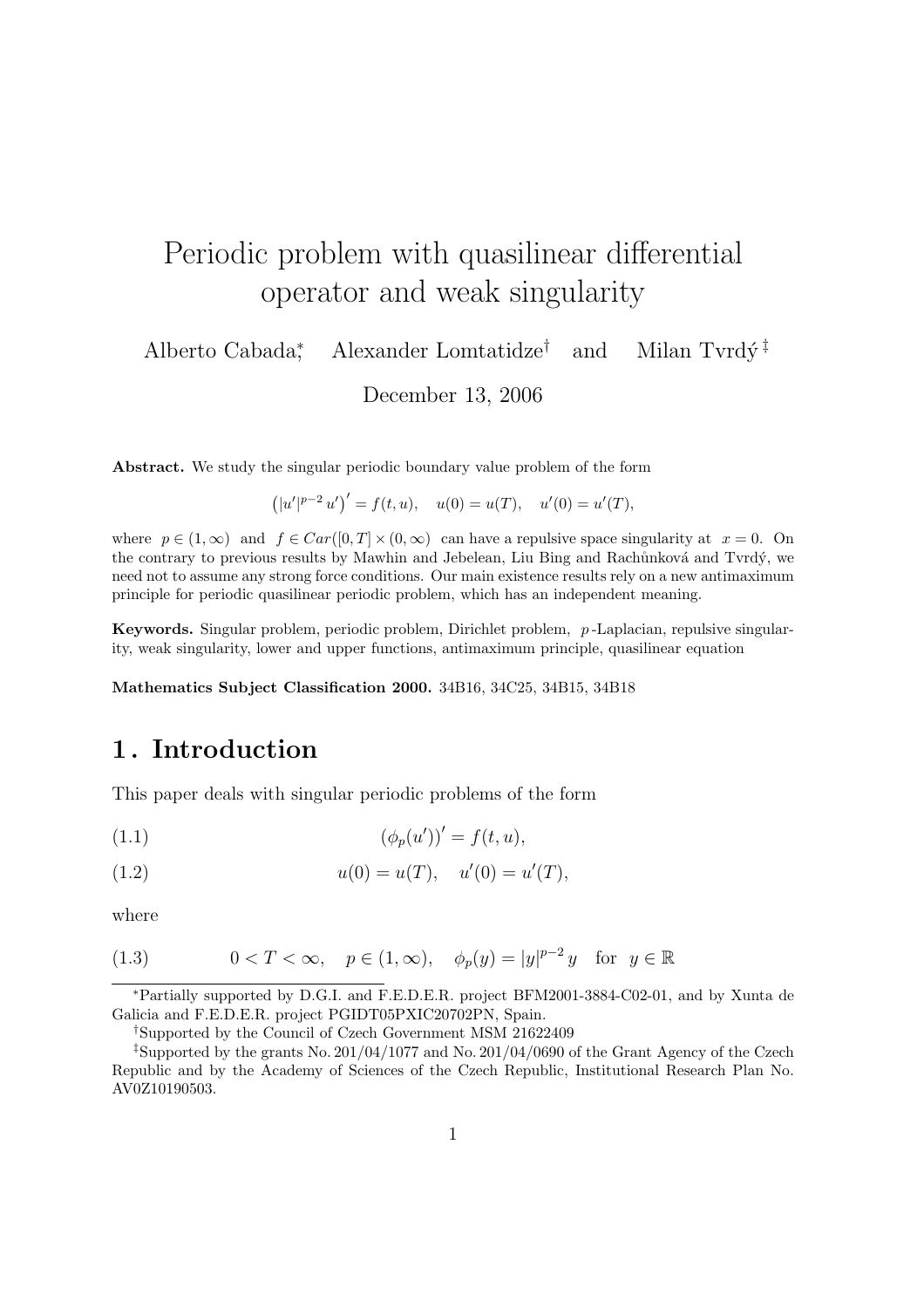# Periodic problem with quasilinear differential operator and weak singularity

Alberto Cabada[*], Alexander Lomtatidze[†] and Milan Tvrdý[‡]

December 13, 2006

**Abstract.** We study the singular periodic boundary value problem of the form

$$\left(|u'|^{p-2}\,u'\right)' = f(t,u), \quad u(0) = u(T), \quad u'(0) = u'(T),$$

where $p \in (1,\infty)$ and $f \in Car([0,T] \times (0,\infty)$ can have a repulsive space singularity at $x = 0$. On the contrary to previous results by Mawhin and Jebelean, Liu Bing and Rachůnková and Tvrdý, we need not to assume any strong force conditions. Our main existence results rely on a new antimaximum principle for periodic quasilinear periodic problem, which has an independent meaning.

**Keywords.** Singular problem, periodic problem, Dirichlet problem, $p$-Laplacian, repulsive singularity, weak singularity, lower and upper functions, antimaximum principle, quasilinear equation

**Mathematics Subject Classification 2000.** 34B16, 34C25, 34B15, 34B18

## 1. Introduction

This paper deals with singular periodic problems of the form

$$(\phi_p(u'))' = f(t,u), \tag{1.1}$$

$$u(0) = u(T), \quad u'(0) = u'(T), \tag{1.2}$$

where

$$0 < T < \infty, \quad p \in (1,\infty), \quad \phi_p(y) = |y|^{p-2}\,y \quad \text{for} \quad y \in \mathbb{R} \tag{1.3}$$

---

[*] Partially supported by D.G.I. and F.E.D.E.R. project BFM2001-3884-C02-01, and by Xunta de Galicia and F.E.D.E.R. project PGIDT05PXIC20702PN, Spain.

[†] Supported by the Council of Czech Government MSM 21622409

[‡] Supported by the grants No. 201/04/1077 and No. 201/04/0690 of the Grant Agency of the Czech Republic and by the Academy of Sciences of the Czech Republic, Institutional Research Plan No. AV0Z10190503.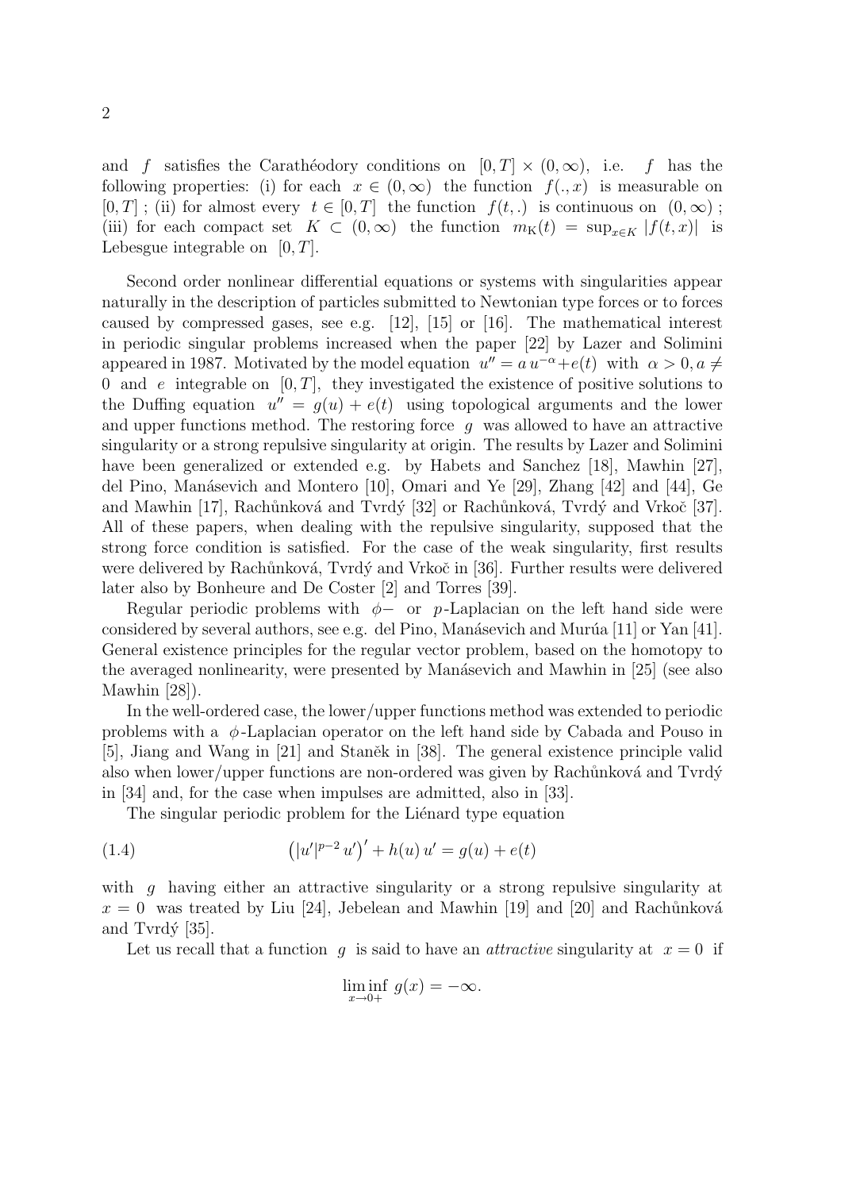and $f$ satisfies the Carathéodory conditions on $[0,T]\times(0,\infty)$, i.e. $f$ has the following properties: (i) for each $x\in(0,\infty)$ the function $f(.,x)$ is measurable on $[0,T]$ ; (ii) for almost every $t\in[0,T]$ the function $f(t,.)$ is continuous on $(0,\infty)$ ; (iii) for each compact set $K\subset(0,\infty)$ the function $m_K(t)=\sup_{x\in K}|f(t,x)|$ is Lebesgue integrable on $[0,T]$.

Second order nonlinear differential equations or systems with singularities appear naturally in the description of particles submitted to Newtonian type forces or to forces caused by compressed gases, see e.g. [12], [15] or [16]. The mathematical interest in periodic singular problems increased when the paper [22] by Lazer and Solimini appeared in 1987. Motivated by the model equation $u''=a\,u^{-\alpha}+e(t)$ with $\alpha>0, a\neq 0$ and $e$ integrable on $[0,T]$, they investigated the existence of positive solutions to the Duffing equation $u''=g(u)+e(t)$ using topological arguments and the lower and upper functions method. The restoring force $g$ was allowed to have an attractive singularity or a strong repulsive singularity at origin. The results by Lazer and Solimini have been generalized or extended e.g. by Habets and Sanchez [18], Mawhin [27], del Pino, Manásevich and Montero [10], Omari and Ye [29], Zhang [42] and [44], Ge and Mawhin [17], Rachůnková and Tvrdý [32] or Rachůnková, Tvrdý and Vrkoč [37]. All of these papers, when dealing with the repulsive singularity, supposed that the strong force condition is satisfied. For the case of the weak singularity, first results were delivered by Rachůnková, Tvrdý and Vrkoč in [36]. Further results were delivered later also by Bonheure and De Coster [2] and Torres [39].

Regular periodic problems with $\phi-$ or $p$-Laplacian on the left hand side were considered by several authors, see e.g. del Pino, Manásevich and Murúa [11] or Yan [41]. General existence principles for the regular vector problem, based on the homotopy to the averaged nonlinearity, were presented by Manásevich and Mawhin in [25] (see also Mawhin [28]).

In the well-ordered case, the lower/upper functions method was extended to periodic problems with a $\phi$-Laplacian operator on the left hand side by Cabada and Pouso in [5], Jiang and Wang in [21] and Staněk in [38]. The general existence principle valid also when lower/upper functions are non-ordered was given by Rachůnková and Tvrdý in [34] and, for the case when impulses are admitted, also in [33].

The singular periodic problem for the Liénard type equation

$$\big(|u'|^{p-2}\,u'\big)'+h(u)\,u'=g(u)+e(t) \tag{1.4}$$

with $g$ having either an attractive singularity or a strong repulsive singularity at $x=0$ was treated by Liu [24], Jebelean and Mawhin [19] and [20] and Rachůnková and Tvrdý [35].

Let us recall that a function $g$ is said to have an *attractive* singularity at $x=0$ if

$$\liminf_{x\to 0+}\, g(x)=-\infty.$$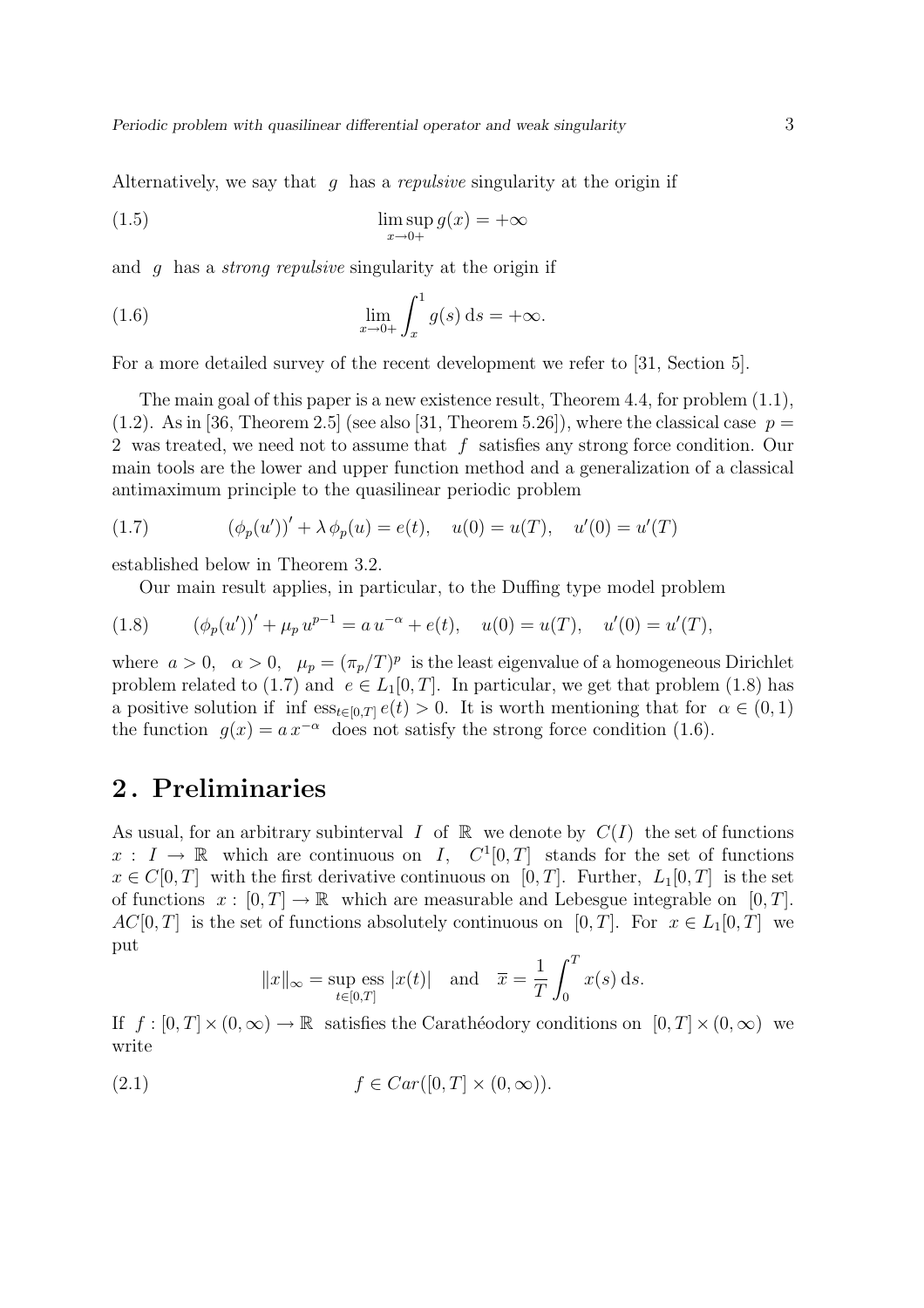Alternatively, we say that $g$ has a *repulsive* singularity at the origin if

$$\limsup_{x\to 0+} g(x) = +\infty \tag{1.5}$$

and $g$ has a *strong repulsive* singularity at the origin if

$$\lim_{x\to 0+} \int_x^1 g(s)\,\mathrm{d}s = +\infty. \tag{1.6}$$

For a more detailed survey of the recent development we refer to [31, Section 5].

The main goal of this paper is a new existence result, Theorem 4.4, for problem (1.1), (1.2). As in [36, Theorem 2.5] (see also [31, Theorem 5.26]), where the classical case $p = 2$ was treated, we need not to assume that $f$ satisfies any strong force condition. Our main tools are the lower and upper function method and a generalization of a classical antimaximum principle to the quasilinear periodic problem

$$(\phi_p(u'))' + \lambda\, \phi_p(u) = e(t), \quad u(0) = u(T), \quad u'(0) = u'(T) \tag{1.7}$$

established below in Theorem 3.2.

Our main result applies, in particular, to the Duffing type model problem

$$(\phi_p(u'))' + \mu_p\, u^{p-1} = a\, u^{-\alpha} + e(t), \quad u(0) = u(T), \quad u'(0) = u'(T), \tag{1.8}$$

where $a > 0$, $\alpha > 0$, $\mu_p = (\pi_p/T)^p$ is the least eigenvalue of a homogeneous Dirichlet problem related to (1.7) and $e \in L_1[0,T]$. In particular, we get that problem (1.8) has a positive solution if $\inf \mathrm{ess}_{t\in[0,T]}\, e(t) > 0$. It is worth mentioning that for $\alpha \in (0,1)$ the function $g(x) = a\, x^{-\alpha}$ does not satisfy the strong force condition (1.6).

## 2. Preliminaries

As usual, for an arbitrary subinterval $I$ of $\mathbb{R}$ we denote by $C(I)$ the set of functions $x : I \to \mathbb{R}$ which are continuous on $I$, $C^1[0,T]$ stands for the set of functions $x \in C[0,T]$ with the first derivative continuous on $[0,T]$. Further, $L_1[0,T]$ is the set of functions $x : [0,T] \to \mathbb{R}$ which are measurable and Lebesgue integrable on $[0,T]$. $AC[0,T]$ is the set of functions absolutely continuous on $[0,T]$. For $x \in L_1[0,T]$ we put

$$\|x\|_\infty = \sup_{t\in[0,T]} \mathrm{ess}\, |x(t)| \quad \text{and} \quad \overline{x} = \frac{1}{T}\int_0^T x(s)\,\mathrm{d}s.$$

If $f : [0,T] \times (0,\infty) \to \mathbb{R}$ satisfies the Carathéodory conditions on $[0,T] \times (0,\infty)$ we write

$$f \in Car([0,T] \times (0,\infty)). \tag{2.1}$$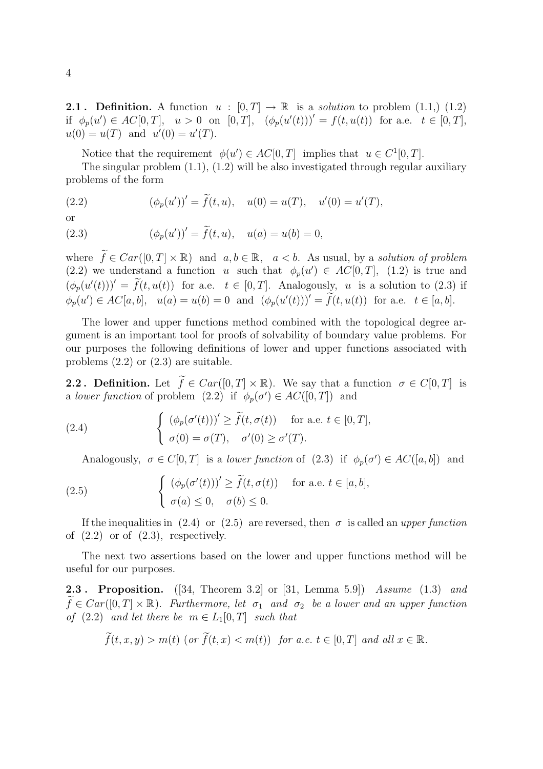**2.1 . Definition.** A function $u : [0,T] \to \mathbb{R}$ is a *solution* to problem (1.1,) (1.2) if $\phi_p(u') \in AC[0,T]$, $u > 0$ on $[0,T]$, $(\phi_p(u'(t)))' = f(t,u(t))$ for a.e. $t \in [0,T]$, $u(0) = u(T)$ and $u'(0) = u'(T)$.

Notice that the requirement $\phi(u') \in AC[0,T]$ implies that $u \in C^1[0,T]$.

The singular problem (1.1), (1.2) will be also investigated through regular auxiliary problems of the form

$$(\phi_p(u'))' = \widetilde{f}(t,u), \quad u(0) = u(T), \quad u'(0) = u'(T), \tag{2.2}$$

or

$$(\phi_p(u'))' = \widetilde{f}(t,u), \quad u(a) = u(b) = 0, \tag{2.3}$$

where $\widetilde{f} \in Car([0,T] \times \mathbb{R})$ and $a, b \in \mathbb{R}$, $a < b$. As usual, by a *solution of problem* (2.2) we understand a function $u$ such that $\phi_p(u') \in AC[0,T]$, (1.2) is true and $(\phi_p(u'(t)))' = \widetilde{f}(t,u(t))$ for a.e. $t \in [0,T]$. Analogously, $u$ is a solution to (2.3) if $\phi_p(u') \in AC[a,b]$, $u(a) = u(b) = 0$ and $(\phi_p(u'(t)))' = \widetilde{f}(t,u(t))$ for a.e. $t \in [a,b]$.

The lower and upper functions method combined with the topological degree argument is an important tool for proofs of solvability of boundary value problems. For our purposes the following definitions of lower and upper functions associated with problems (2.2) or (2.3) are suitable.

**2.2 . Definition.** Let $\widetilde{f} \in Car([0,T] \times \mathbb{R})$. We say that a function $\sigma \in C[0,T]$ is a *lower function* of problem (2.2) if $\phi_p(\sigma') \in AC([0,T])$ and

$$\begin{cases} (\phi_p(\sigma'(t)))' \geq \widetilde{f}(t,\sigma(t)) & \text{for a.e. } t \in [0,T], \\ \sigma(0) = \sigma(T), \quad \sigma'(0) \geq \sigma'(T). \end{cases} \tag{2.4}$$

Analogously, $\sigma \in C[0,T]$ is a *lower function* of (2.3) if $\phi_p(\sigma') \in AC([a,b])$ and

$$\begin{cases} (\phi_p(\sigma'(t)))' \geq \widetilde{f}(t,\sigma(t)) & \text{for a.e. } t \in [a,b], \\ \sigma(a) \leq 0, \quad \sigma(b) \leq 0. \end{cases} \tag{2.5}$$

If the inequalities in (2.4) or (2.5) are reversed, then $\sigma$ is called an *upper function* of (2.2) or of (2.3), respectively.

The next two assertions based on the lower and upper functions method will be useful for our purposes.

**2.3 . Proposition.** ([34, Theorem 3.2] or [31, Lemma 5.9]) *Assume* (1.3) *and* $\widetilde{f} \in Car([0,T] \times \mathbb{R})$. *Furthermore, let* $\sigma_1$ *and* $\sigma_2$ *be a lower and an upper function of* (2.2) *and let there be* $m \in L_1[0,T]$ *such that*

$$\widetilde{f}(t,x,y) > m(t) \text{ (or } \widetilde{f}(t,x) < m(t)) \text{ for a.e. } t \in [0,T] \text{ and all } x \in \mathbb{R}.$$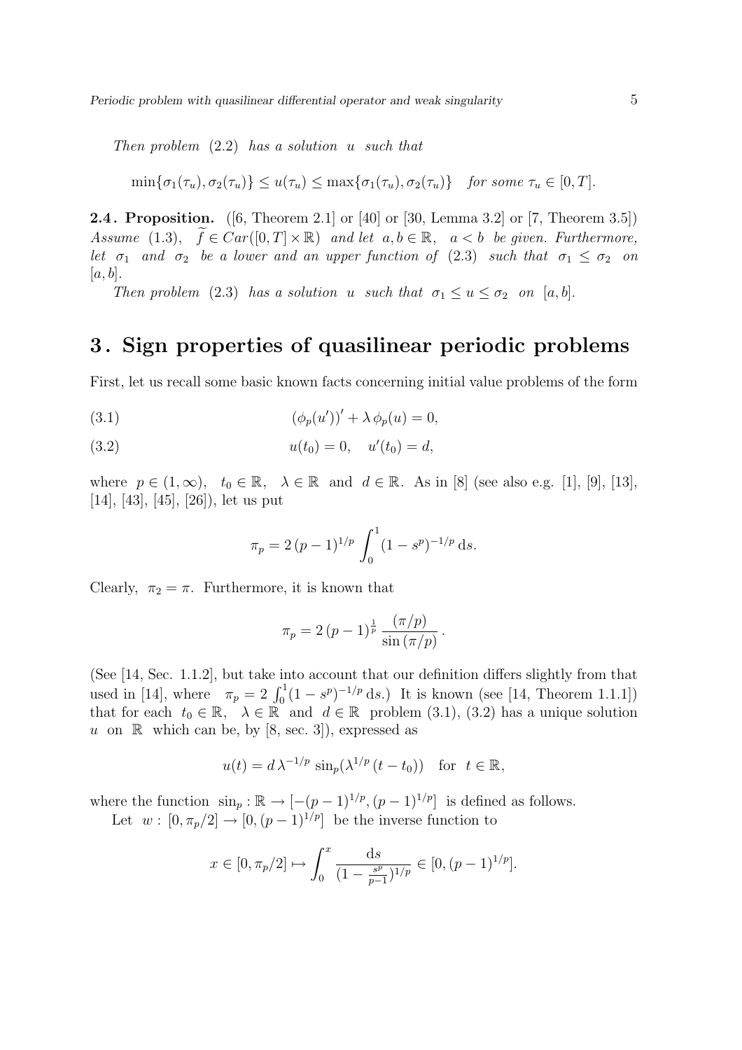*Then problem* (2.2) *has a solution* $u$ *such that*

$$\min\{\sigma_1(\tau_u), \sigma_2(\tau_u)\} \le u(\tau_u) \le \max\{\sigma_1(\tau_u), \sigma_2(\tau_u)\} \quad \textit{for some } \tau_u \in [0,T].$$

**2.4. Proposition.** ([6, Theorem 2.1] or [40] or [30, Lemma 3.2] or [7, Theorem 3.5]) *Assume* (1.3), $\widetilde{f} \in Car([0,T]\times\mathbb{R})$ *and let* $a, b \in \mathbb{R}$, $a < b$ *be given. Furthermore, let* $\sigma_1$ *and* $\sigma_2$ *be a lower and an upper function of* (2.3) *such that* $\sigma_1 \le \sigma_2$ *on* $[a,b]$.

*Then problem* (2.3) *has a solution* $u$ *such that* $\sigma_1 \le u \le \sigma_2$ *on* $[a,b]$.

# 3. Sign properties of quasilinear periodic problems

First, let us recall some basic known facts concerning initial value problems of the form

$$(\phi_p(u'))' + \lambda\,\phi_p(u) = 0, \tag{3.1}$$

$$u(t_0) = 0, \quad u'(t_0) = d, \tag{3.2}$$

where $p \in (1,\infty)$, $t_0 \in \mathbb{R}$, $\lambda \in \mathbb{R}$ and $d \in \mathbb{R}$. As in [8] (see also e.g. [1], [9], [13], [14], [43], [45], [26]), let us put

$$\pi_p = 2\,(p-1)^{1/p} \int_0^1 (1-s^p)^{-1/p}\,\mathrm{d}s.$$

Clearly, $\pi_2 = \pi$. Furthermore, it is known that

$$\pi_p = 2\,(p-1)^{\frac{1}{p}}\,\frac{(\pi/p)}{\sin(\pi/p)}\,.$$

(See [14, Sec. 1.1.2], but take into account that our definition differs slightly from that used in [14], where $\pi_p = 2\int_0^1 (1-s^p)^{-1/p}\,\mathrm{d}s$.) It is known (see [14, Theorem 1.1.1]) that for each $t_0 \in \mathbb{R}$, $\lambda \in \mathbb{R}$ and $d \in \mathbb{R}$ problem (3.1), (3.2) has a unique solution $u$ on $\mathbb{R}$ which can be, by [8, sec. 3]), expressed as

$$u(t) = d\,\lambda^{-1/p}\,\sin_p(\lambda^{1/p}\,(t-t_0)) \quad \text{for } t \in \mathbb{R},$$

where the function $\sin_p : \mathbb{R} \to [-(p-1)^{1/p}, (p-1)^{1/p}]$ is defined as follows.

Let $w : [0, \pi_p/2] \to [0, (p-1)^{1/p}]$ be the inverse function to

$$x \in [0, \pi_p/2] \mapsto \int_0^x \frac{\mathrm{d}s}{(1-\frac{s^p}{p-1})^{1/p}} \in [0, (p-1)^{1/p}].$$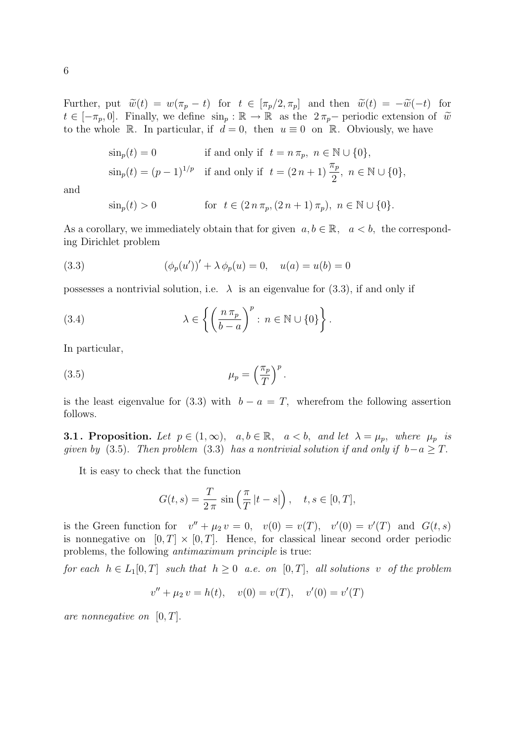Further, put $\widetilde{w}(t) = w(\pi_p - t)$ for $t \in [\pi_p/2, \pi_p]$ and then $\widetilde{w}(t) = -\widetilde{w}(-t)$ for $t \in [-\pi_p, 0]$. Finally, we define $\sin_p : \mathbb{R} \to \mathbb{R}$ as the $2\,\pi_p-$ periodic extension of $\widetilde{w}$ to the whole $\mathbb{R}$. In particular, if $d = 0$, then $u \equiv 0$ on $\mathbb{R}$. Obviously, we have

$$
\begin{aligned}
&\sin_p(t) = 0 && \text{if and only if } \ t = n\,\pi_p,\ n \in \mathbb{N} \cup \{0\}, \\
&\sin_p(t) = (p-1)^{1/p} && \text{if and only if } \ t = (2\,n+1)\,\frac{\pi_p}{2},\ n \in \mathbb{N} \cup \{0\},
\end{aligned}
$$

and

$$
\sin_p(t) > 0 \qquad \text{for } \ t \in (2\,n\,\pi_p, (2\,n+1)\,\pi_p),\ n \in \mathbb{N} \cup \{0\}.
$$

As a corollary, we immediately obtain that for given $a, b \in \mathbb{R}$, $a < b$, the corresponding Dirichlet problem

$$
(\phi_p(u'))' + \lambda\,\phi_p(u) = 0, \quad u(a) = u(b) = 0 \tag{3.3}
$$

possesses a nontrivial solution, i.e. $\lambda$ is an eigenvalue for (3.3), if and only if

$$
\lambda \in \left\{ \left( \frac{n\,\pi_p}{b-a} \right)^p : \, n \in \mathbb{N} \cup \{0\} \right\}. \tag{3.4}
$$

In particular,

$$
\mu_p = \left( \frac{\pi_p}{T} \right)^p. \tag{3.5}
$$

is the least eigenvalue for (3.3) with $b - a = T$, wherefrom the following assertion follows.

**3.1. Proposition.** *Let* $p \in (1, \infty)$, $a, b \in \mathbb{R}$, $a < b$, *and let* $\lambda = \mu_p$, *where* $\mu_p$ *is given by* (3.5). *Then problem* (3.3) *has a nontrivial solution if and only if* $b - a \geq T$.

It is easy to check that the function

$$
G(t,s) = \frac{T}{2\,\pi}\,\sin\left( \frac{\pi}{T}\,|t-s| \right), \quad t, s \in [0,T],
$$

is the Green function for $v'' + \mu_2\,v = 0$, $v(0) = v(T)$, $v'(0) = v'(T)$ and $G(t,s)$ is nonnegative on $[0,T] \times [0,T]$. Hence, for classical linear second order periodic problems, the following *antimaximum principle* is true:

*for each* $h \in L_1[0,T]$ *such that* $h \geq 0$ *a.e. on* $[0,T]$, *all solutions* $v$ *of the problem*

$$
v'' + \mu_2\,v = h(t), \quad v(0) = v(T), \quad v'(0) = v'(T)
$$

*are nonnegative on* $[0,T]$.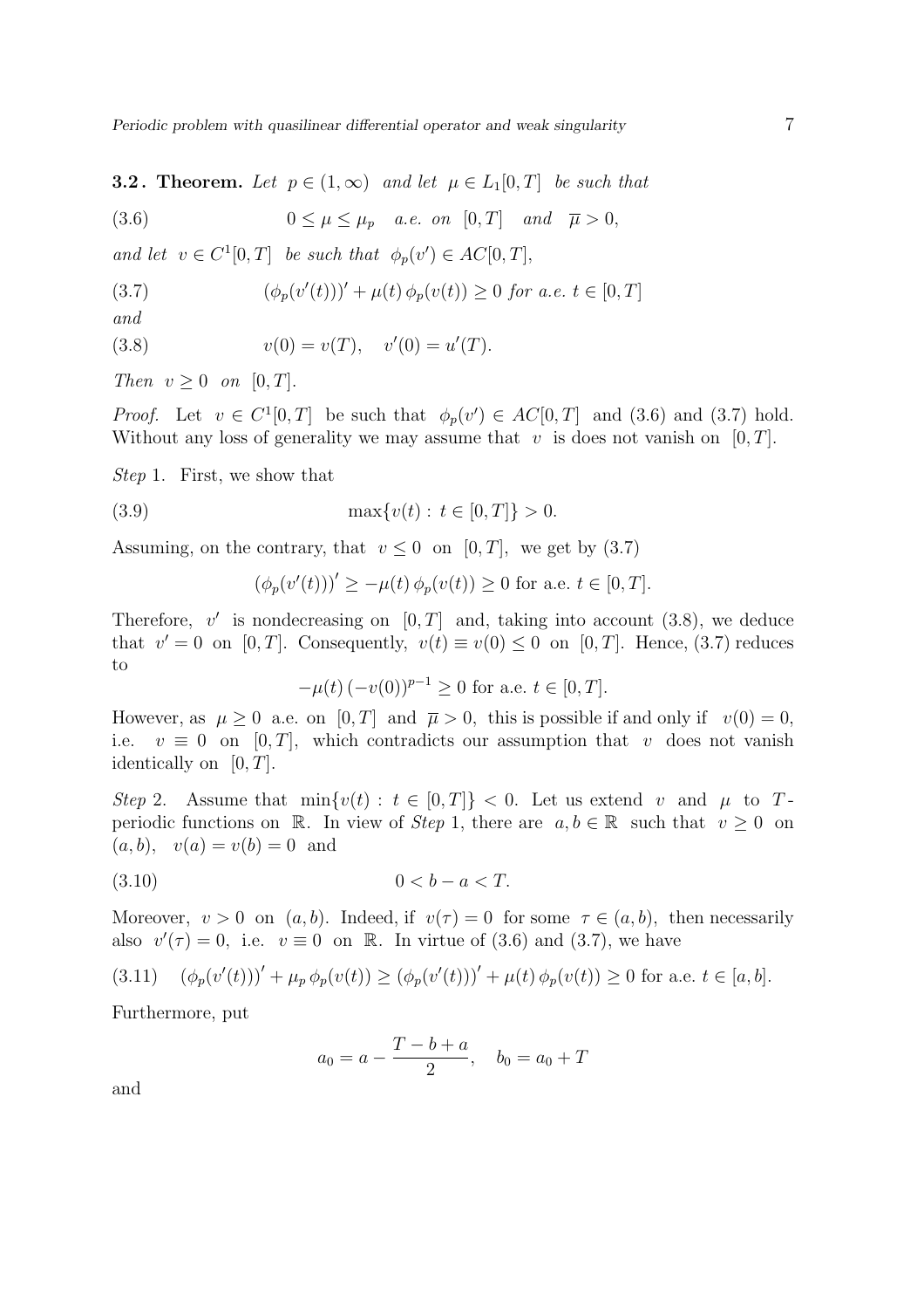**3.2. Theorem.** *Let* $p \in (1,\infty)$ *and let* $\mu \in L_1[0,T]$ *be such that*

$$0 \le \mu \le \mu_p \quad a.e.\ on \quad [0,T] \quad and \quad \overline{\mu} > 0, \tag{3.6}$$

*and let* $v \in C^1[0,T]$ *be such that* $\phi_p(v') \in AC[0,T]$,

$$(\phi_p(v'(t)))' + \mu(t)\,\phi_p(v(t)) \ge 0 \text{ for a.e. } t \in [0,T] \tag{3.7}$$

*and*

$$v(0) = v(T), \quad v'(0) = u'(T). \tag{3.8}$$

*Then* $v \ge 0$ *on* $[0,T]$.

*Proof.* Let $v \in C^1[0,T]$ be such that $\phi_p(v') \in AC[0,T]$ and (3.6) and (3.7) hold. Without any loss of generality we may assume that $v$ is does not vanish on $[0,T]$.

*Step* 1. First, we show that

$$\max\{v(t) : t \in [0,T]\} > 0. \tag{3.9}$$

Assuming, on the contrary, that $v \le 0$ on $[0,T]$, we get by (3.7)

$$(\phi_p(v'(t)))' \ge -\mu(t)\,\phi_p(v(t)) \ge 0 \text{ for a.e. } t \in [0,T].$$

Therefore, $v'$ is nondecreasing on $[0,T]$ and, taking into account (3.8), we deduce that $v' = 0$ on $[0,T]$. Consequently, $v(t) \equiv v(0) \le 0$ on $[0,T]$. Hence, (3.7) reduces to

$$-\mu(t)\,(-v(0))^{p-1} \ge 0 \text{ for a.e. } t \in [0,T].$$

However, as $\mu \ge 0$ a.e. on $[0,T]$ and $\overline{\mu} > 0$, this is possible if and only if $v(0) = 0$, i.e. $v \equiv 0$ on $[0,T]$, which contradicts our assumption that $v$ does not vanish identically on $[0,T]$.

*Step* 2. Assume that $\min\{v(t) : t \in [0,T]\} < 0$. Let us extend $v$ and $\mu$ to $T$-periodic functions on $\mathbb{R}$. In view of *Step* 1, there are $a, b \in \mathbb{R}$ such that $v \ge 0$ on $(a,b)$, $v(a) = v(b) = 0$ and

$$0 < b - a < T. \tag{3.10}$$

Moreover, $v > 0$ on $(a,b)$. Indeed, if $v(\tau) = 0$ for some $\tau \in (a,b)$, then necessarily also $v'(\tau) = 0$, i.e. $v \equiv 0$ on $\mathbb{R}$. In virtue of (3.6) and (3.7), we have

$$(\phi_p(v'(t)))' + \mu_p\,\phi_p(v(t)) \ge (\phi_p(v'(t)))' + \mu(t)\,\phi_p(v(t)) \ge 0 \text{ for a.e. } t \in [a,b]. \tag{3.11}$$

Furthermore, put

$$a_0 = a - \frac{T-b+a}{2}, \quad b_0 = a_0 + T$$

and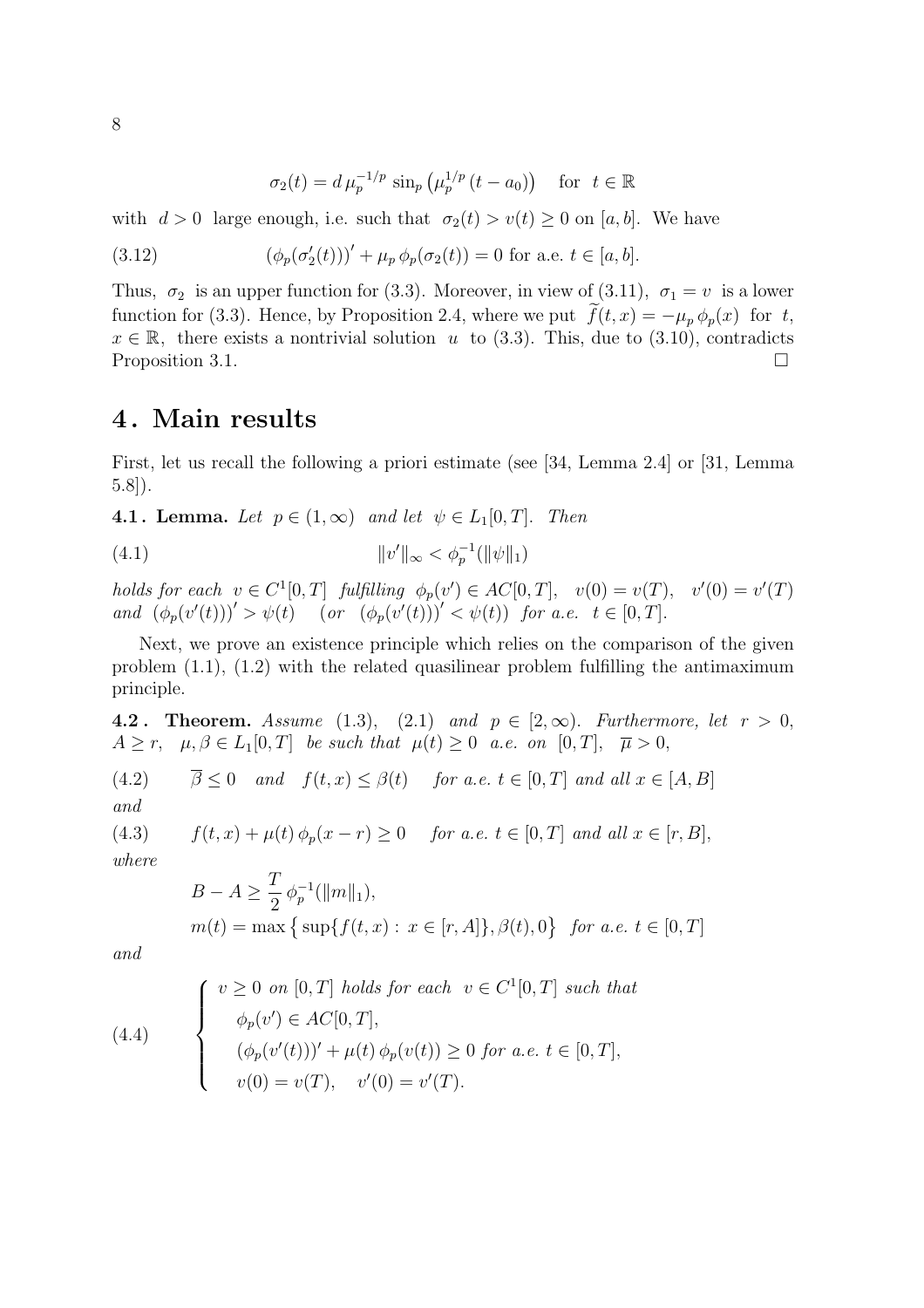$$\sigma_2(t) = d\,\mu_p^{-1/p}\,\sin_p\left(\mu_p^{1/p}\,(t-a_0)\right) \quad \text{for } \ t \in \mathbb{R}$$

with $d>0$ large enough, i.e. such that $\sigma_2(t) > v(t) \ge 0$ on $[a,b]$. We have

$$(\phi_p(\sigma_2'(t)))' + \mu_p\,\phi_p(\sigma_2(t)) = 0 \text{ for a.e. } t \in [a,b]. \tag{3.12}$$

Thus, $\sigma_2$ is an upper function for (3.3). Moreover, in view of (3.11), $\sigma_1 = v$ is a lower function for (3.3). Hence, by Proposition 2.4, where we put $\widetilde{f}(t,x) = -\mu_p\,\phi_p(x)$ for $t$, $x \in \mathbb{R}$, there exists a nontrivial solution $u$ to (3.3). This, due to (3.10), contradicts Proposition 3.1. □

## 4. Main results

First, let us recall the following a priori estimate (see [34, Lemma 2.4] or [31, Lemma 5.8]).

**4.1. Lemma.** *Let* $p \in (1,\infty)$ *and let* $\psi \in L_1[0,T]$. *Then*

$$\|v'\|_\infty < \phi_p^{-1}(\|\psi\|_1) \tag{4.1}$$

*holds for each* $v \in C^1[0,T]$ *fulfilling* $\phi_p(v') \in AC[0,T]$, $v(0)=v(T)$, $v'(0)=v'(T)$ *and* $(\phi_p(v'(t)))' > \psi(t)$ *(or* $(\phi_p(v'(t)))' < \psi(t)$*) for a.e.* $t \in [0,T]$.

Next, we prove an existence principle which relies on the comparison of the given problem (1.1), (1.2) with the related quasilinear problem fulfilling the antimaximum principle.

**4.2. Theorem.** *Assume* (1.3), (2.1) *and* $p \in [2,\infty)$. *Furthermore, let* $r>0$, $A \ge r$, $\mu, \beta \in L_1[0,T]$ *be such that* $\mu(t) \ge 0$ *a.e. on* $[0,T]$, $\overline{\mu} > 0$,

$$\overline{\beta} \le 0 \quad \text{and} \quad f(t,x) \le \beta(t) \quad \text{for a.e. } t \in [0,T] \text{ and all } x \in [A,B] \tag{4.2}$$

*and*

$$f(t,x) + \mu(t)\,\phi_p(x-r) \ge 0 \quad \text{for a.e. } t \in [0,T] \text{ and all } x \in [r,B], \tag{4.3}$$

*where*

$$B - A \ge \frac{T}{2}\,\phi_p^{-1}(\|m\|_1),$$
$$m(t) = \max\left\{\sup\{f(t,x) : x \in [r,A]\}, \beta(t), 0\right\} \quad \text{for a.e. } t \in [0,T]$$

*and*

$$\left\{\begin{array}{l} v \ge 0 \text{ on } [0,T] \text{ holds for each } v \in C^1[0,T] \text{ such that} \\ \quad \phi_p(v') \in AC[0,T], \\ \quad (\phi_p(v'(t)))' + \mu(t)\,\phi_p(v(t)) \ge 0 \text{ for a.e. } t \in [0,T], \\ \quad v(0)=v(T), \quad v'(0)=v'(T). \end{array}\right. \tag{4.4}$$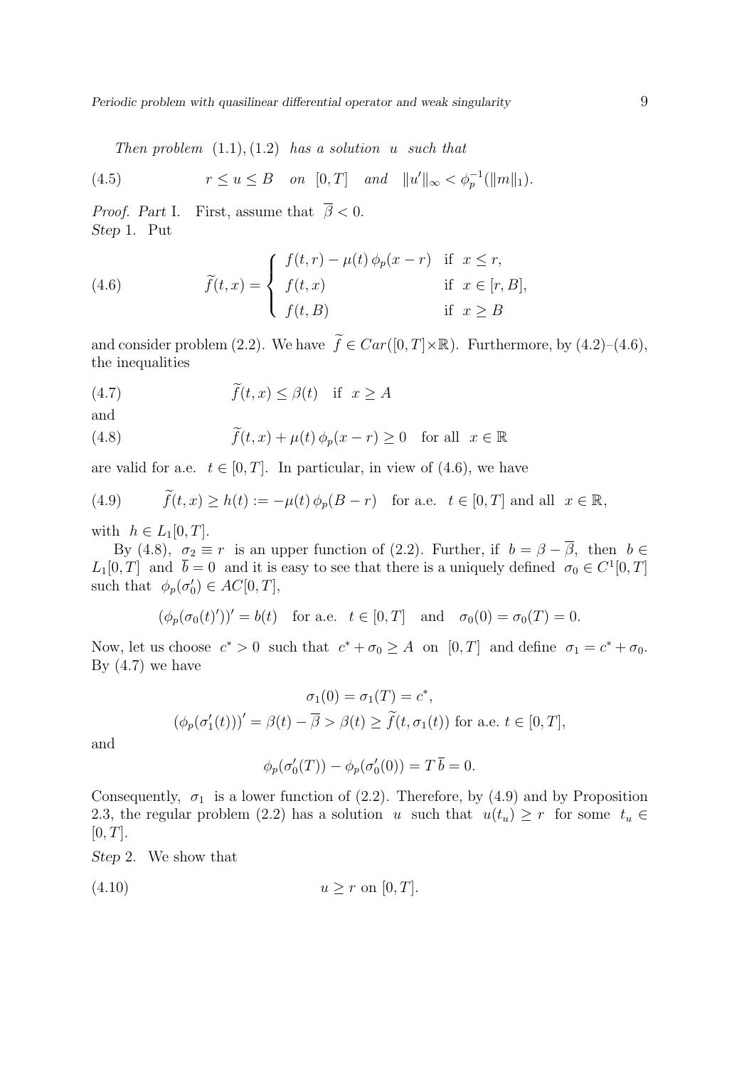*Then problem* $(1.1), (1.2)$ *has a solution* $u$ *such that*

$$r \le u \le B \quad \text{on } [0,T] \quad \text{and} \quad \|u'\|_\infty < \phi_p^{-1}(\|m\|_1). \tag{4.5}$$

*Proof. Part* I. First, assume that $\overline{\beta} < 0$.

*Step* 1. Put

$$\widetilde{f}(t,x) = \begin{cases} f(t,r) - \mu(t)\,\phi_p(x-r) & \text{if } x \le r, \\ f(t,x) & \text{if } x \in [r,B], \\ f(t,B) & \text{if } x \ge B \end{cases} \tag{4.6}$$

and consider problem (2.2). We have $\widetilde{f} \in Car([0,T]\times\mathbb{R})$. Furthermore, by (4.2)–(4.6), the inequalities

$$\widetilde{f}(t,x) \le \beta(t) \quad \text{if } x \ge A \tag{4.7}$$

and

$$\widetilde{f}(t,x) + \mu(t)\,\phi_p(x-r) \ge 0 \quad \text{for all } x \in \mathbb{R} \tag{4.8}$$

are valid for a.e. $t \in [0,T]$. In particular, in view of (4.6), we have

$$\widetilde{f}(t,x) \ge h(t) := -\mu(t)\,\phi_p(B-r) \quad \text{for a.e. } t \in [0,T] \text{ and all } x \in \mathbb{R}, \tag{4.9}$$

with $h \in L_1[0,T]$.

By (4.8), $\sigma_2 \equiv r$ is an upper function of (2.2). Further, if $b = \beta - \overline{\beta}$, then $b \in L_1[0,T]$ and $\overline{b} = 0$ and it is easy to see that there is a uniquely defined $\sigma_0 \in C^1[0,T]$ such that $\phi_p(\sigma_0') \in AC[0,T]$,

$$(\phi_p(\sigma_0(t)'))' = b(t) \quad \text{for a.e. } t \in [0,T] \quad \text{and} \quad \sigma_0(0) = \sigma_0(T) = 0.$$

Now, let us choose $c^* > 0$ such that $c^* + \sigma_0 \ge A$ on $[0,T]$ and define $\sigma_1 = c^* + \sigma_0$. By (4.7) we have

$$\sigma_1(0) = \sigma_1(T) = c^*,$$
$$(\phi_p(\sigma_1'(t)))' = \beta(t) - \overline{\beta} > \beta(t) \ge \widetilde{f}(t,\sigma_1(t)) \text{ for a.e. } t \in [0,T],$$

and

$$\phi_p(\sigma_0'(T)) - \phi_p(\sigma_0'(0)) = T\,\overline{b} = 0.$$

Consequently, $\sigma_1$ is a lower function of (2.2). Therefore, by (4.9) and by Proposition 2.3, the regular problem (2.2) has a solution $u$ such that $u(t_u) \ge r$ for some $t_u \in [0,T]$.

*Step* 2. We show that

$$u \ge r \text{ on } [0,T]. \tag{4.10}$$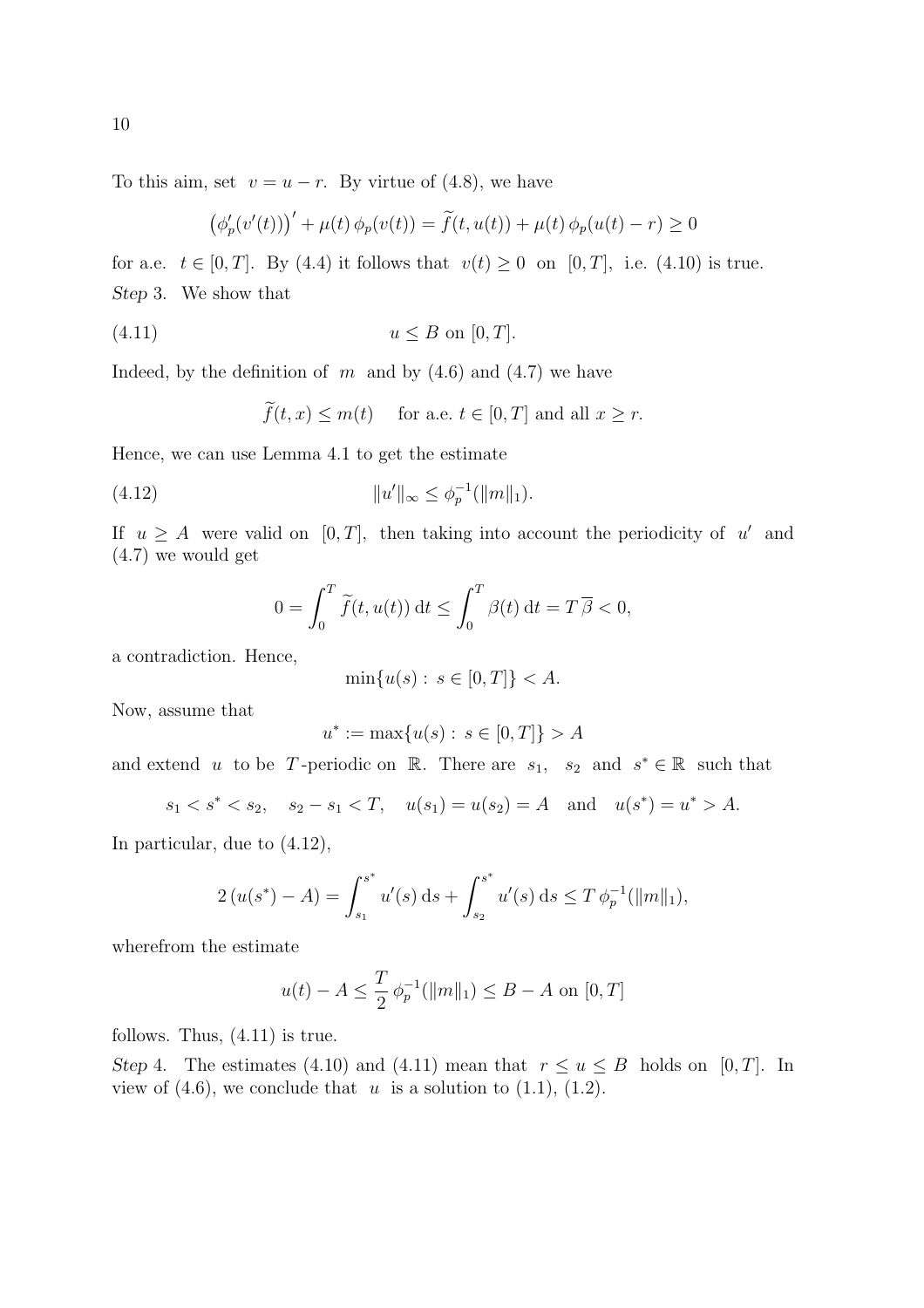To this aim, set $v = u - r$. By virtue of (4.8), we have

$$\big(\phi_p'(v'(t))\big)' + \mu(t)\,\phi_p(v(t)) = \widetilde{f}(t,u(t)) + \mu(t)\,\phi_p(u(t)-r) \ge 0$$

for a.e. $t \in [0,T]$. By (4.4) it follows that $v(t) \ge 0$ on $[0,T]$, i.e. (4.10) is true.

*Step* 3. We show that

$$u \le B \text{ on } [0,T]. \tag{4.11}$$

Indeed, by the definition of $m$ and by (4.6) and (4.7) we have

$$\widetilde{f}(t,x) \le m(t) \quad \text{ for a.e. } t \in [0,T] \text{ and all } x \ge r.$$

Hence, we can use Lemma 4.1 to get the estimate

$$\|u'\|_\infty \le \phi_p^{-1}(\|m\|_1). \tag{4.12}$$

If $u \ge A$ were valid on $[0,T]$, then taking into account the periodicity of $u'$ and (4.7) we would get

$$0 = \int_0^T \widetilde{f}(t,u(t))\,\mathrm{d}t \le \int_0^T \beta(t)\,\mathrm{d}t = T\,\overline{\beta} < 0,$$

a contradiction. Hence,

$$\min\{u(s) : s \in [0,T]\} < A.$$

Now, assume that

$$u^* := \max\{u(s) : s \in [0,T]\} > A$$

and extend $u$ to be $T$-periodic on $\mathbb{R}$. There are $s_1$, $s_2$ and $s^* \in \mathbb{R}$ such that

$$s_1 < s^* < s_2, \quad s_2 - s_1 < T, \quad u(s_1) = u(s_2) = A \quad \text{and} \quad u(s^*) = u^* > A.$$

In particular, due to (4.12),

$$2\,(u(s^*) - A) = \int_{s_1}^{s^*} u'(s)\,\mathrm{d}s + \int_{s_2}^{s^*} u'(s)\,\mathrm{d}s \le T\,\phi_p^{-1}(\|m\|_1),$$

wherefrom the estimate

$$u(t) - A \le \frac{T}{2}\,\phi_p^{-1}(\|m\|_1) \le B - A \text{ on } [0,T]$$

follows. Thus, (4.11) is true.

*Step* 4. The estimates (4.10) and (4.11) mean that $r \le u \le B$ holds on $[0,T]$. In view of (4.6), we conclude that $u$ is a solution to (1.1), (1.2).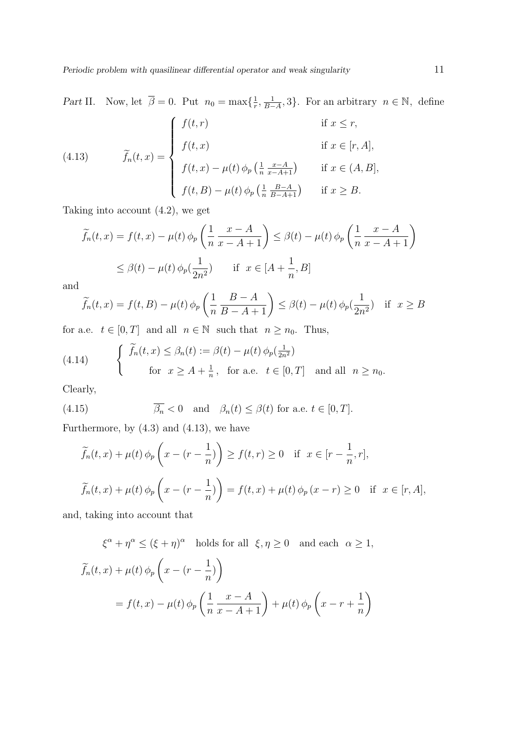*Part* II. Now, let $\overline{\beta} = 0$. Put $n_0 = \max\{\frac{1}{r}, \frac{1}{B-A}, 3\}$. For an arbitrary $n \in \mathbb{N}$, define

$$
\widetilde{f}_n(t,x) = \begin{cases} f(t,r) & \text{if } x \le r, \\ f(t,x) & \text{if } x \in [r,A], \\ f(t,x) - \mu(t)\,\phi_p\left(\frac{1}{n}\,\frac{x-A}{x-A+1}\right) & \text{if } x \in (A,B], \\ f(t,B) - \mu(t)\,\phi_p\left(\frac{1}{n}\,\frac{B-A}{B-A+1}\right) & \text{if } x \ge B. \end{cases} \tag{4.13}
$$

Taking into account (4.2), we get

$$
\begin{aligned}
\widetilde{f}_n(t,x) &= f(t,x) - \mu(t)\,\phi_p\left(\frac{1}{n}\,\frac{x-A}{x-A+1}\right) \le \beta(t) - \mu(t)\,\phi_p\left(\frac{1}{n}\,\frac{x-A}{x-A+1}\right) \\
&\le \beta(t) - \mu(t)\,\phi_p\left(\frac{1}{2n^2}\right) \qquad \text{if } x \in [A+\frac{1}{n}, B]
\end{aligned}
$$

and

$$
\widetilde{f}_n(t,x) = f(t,B) - \mu(t)\,\phi_p\left(\frac{1}{n}\,\frac{B-A}{B-A+1}\right) \le \beta(t) - \mu(t)\,\phi_p\left(\frac{1}{2n^2}\right) \quad \text{if } x \ge B
$$

for a.e. $t \in [0,T]$ and all $n \in \mathbb{N}$ such that $n \ge n_0$. Thus,

$$
\begin{cases} \widetilde{f}_n(t,x) \le \beta_n(t) := \beta(t) - \mu(t)\,\phi_p\left(\frac{1}{2n^2}\right) \\ \qquad \text{for } x \ge A + \frac{1}{n}, \quad \text{for a.e. } t \in [0,T] \quad \text{and all } n \ge n_0. \end{cases} \tag{4.14}
$$

Clearly,

$$
\overline{\beta_n} < 0 \quad \text{and} \quad \beta_n(t) \le \beta(t) \text{ for a.e. } t \in [0,T]. \tag{4.15}
$$

Furthermore, by (4.3) and (4.13), we have

$$
\widetilde{f}_n(t,x) + \mu(t)\,\phi_p\left(x - (r - \frac{1}{n})\right) \ge f(t,r) \ge 0 \quad \text{if } x \in [r - \frac{1}{n}, r],
$$

$$
\widetilde{f}_n(t,x) + \mu(t)\,\phi_p\left(x - (r - \frac{1}{n})\right) = f(t,x) + \mu(t)\,\phi_p\left(x - r\right) \ge 0 \quad \text{if } x \in [r,A],
$$

and, taking into account that

$$
\xi^\alpha + \eta^\alpha \le (\xi + \eta)^\alpha \quad \text{holds for all } \xi, \eta \ge 0 \quad \text{and each } \alpha \ge 1,
$$

$$
\begin{aligned}
&\widetilde{f}_n(t,x) + \mu(t)\,\phi_p\left(x - (r - \frac{1}{n})\right) \\
&\qquad = f(t,x) - \mu(t)\,\phi_p\left(\frac{1}{n}\,\frac{x-A}{x-A+1}\right) + \mu(t)\,\phi_p\left(x - r + \frac{1}{n}\right)
\end{aligned}
$$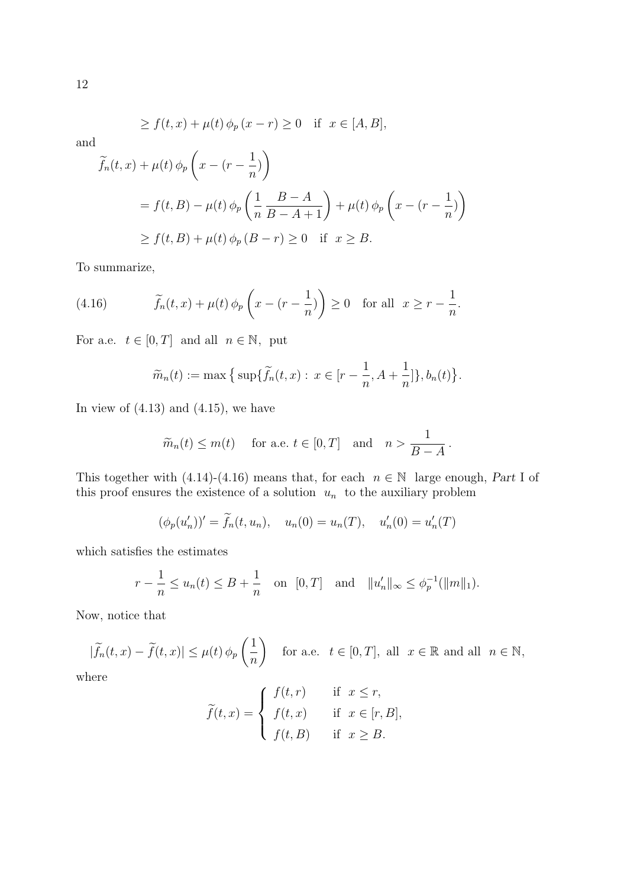$$\geq f(t,x) + \mu(t)\,\phi_p\,(x-r) \geq 0 \quad \text{if} \;\; x \in [A,B],$$

and

$$\begin{aligned}
\widetilde{f}_n(t,x) &+ \mu(t)\,\phi_p\left(x - (r - \frac{1}{n})\right) \\
&= f(t,B) - \mu(t)\,\phi_p\left(\frac{1}{n}\,\frac{B-A}{B-A+1}\right) + \mu(t)\,\phi_p\left(x - (r-\frac{1}{n})\right) \\
&\geq f(t,B) + \mu(t)\,\phi_p\,(B-r) \geq 0 \quad \text{if} \;\; x \geq B.
\end{aligned}$$

To summarize,

$$\widetilde{f}_n(t,x) + \mu(t)\,\phi_p\left(x - (r - \frac{1}{n})\right) \geq 0 \quad \text{for all} \;\; x \geq r - \frac{1}{n}. \tag{4.16}$$

For a.e. $t \in [0,T]$ and all $n \in \mathbb{N}$, put

$$\widetilde{m}_n(t) := \max\big\{\sup\{\widetilde{f}_n(t,x) : \, x \in [r - \frac{1}{n}, A + \frac{1}{n}]\}, b_n(t)\big\}.$$

In view of (4.13) and (4.15), we have

$$\widetilde{m}_n(t) \leq m(t) \quad \text{ for a.e. } t \in [0,T] \quad \text{and} \quad n > \frac{1}{B-A}\,.$$

This together with (4.14)-(4.16) means that, for each $n \in \mathbb{N}$ large enough, *Part* I of this proof ensures the existence of a solution $u_n$ to the auxiliary problem

$$(\phi_p(u_n'))' = \widetilde{f}_n(t,u_n), \quad u_n(0) = u_n(T), \quad u_n'(0) = u_n'(T)$$

which satisfies the estimates

$$r - \frac{1}{n} \leq u_n(t) \leq B + \frac{1}{n} \quad \text{on} \;\; [0,T] \quad \text{and} \quad \|u_n'\|_\infty \leq \phi_p^{-1}(\|m\|_1).$$

Now, notice that

$$|\widetilde{f}_n(t,x) - \widetilde{f}(t,x)| \leq \mu(t)\,\phi_p\left(\frac{1}{n}\right) \quad \text{ for a.e. } \; t \in [0,T], \text{ all } \; x \in \mathbb{R} \text{ and all } \; n \in \mathbb{N},$$

where

$$\widetilde{f}(t,x) = \begin{cases} f(t,r) & \text{if } \; x \leq r, \\ f(t,x) & \text{if } \; x \in [r,B], \\ f(t,B) & \text{if } \; x \geq B. \end{cases}$$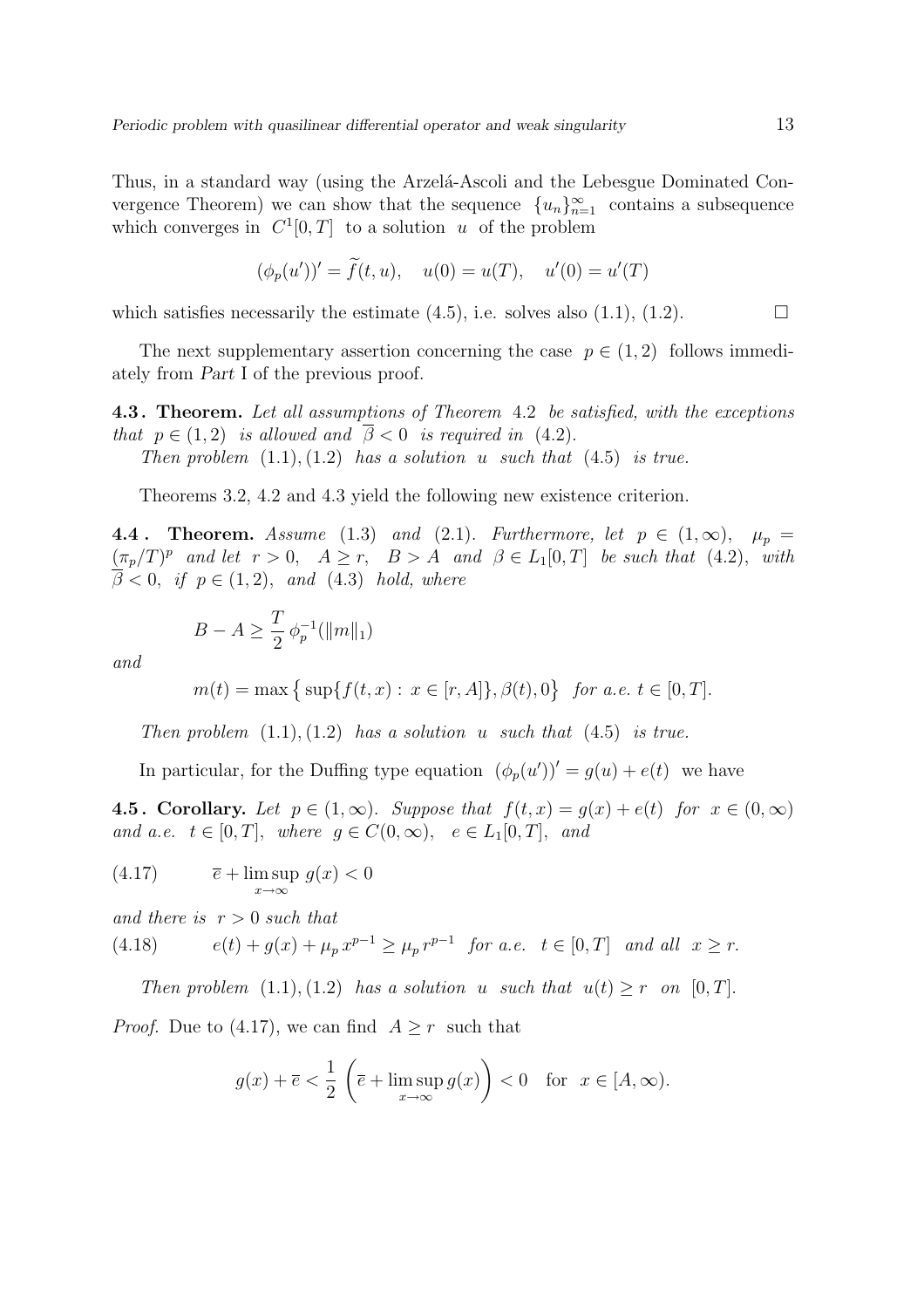Thus, in a standard way (using the Arzelá-Ascoli and the Lebesgue Dominated Convergence Theorem) we can show that the sequence $\{u_n\}_{n=1}^{\infty}$ contains a subsequence which converges in $C^1[0,T]$ to a solution $u$ of the problem

$$(\phi_p(u'))' = \widetilde{f}(t,u), \quad u(0) = u(T), \quad u'(0) = u'(T)$$

which satisfies necessarily the estimate (4.5), i.e. solves also (1.1), (1.2). $\square$

The next supplementary assertion concerning the case $p \in (1,2)$ follows immediately from *Part* I of the previous proof.

**4.3. Theorem.** *Let all assumptions of Theorem* 4.2 *be satisfied, with the exceptions that* $p \in (1,2)$ *is allowed and* $\overline{\beta} < 0$ *is required in* (4.2).

*Then problem* (1.1), (1.2) *has a solution* $u$ *such that* (4.5) *is true.*

Theorems 3.2, 4.2 and 4.3 yield the following new existence criterion.

**4.4. Theorem.** *Assume* (1.3) *and* (2.1). *Furthermore, let* $p \in (1,\infty)$, $\mu_p = (\pi_p/T)^p$ *and let* $r > 0$, $A \geq r$, $B > A$ *and* $\beta \in L_1[0,T]$ *be such that* (4.2), *with* $\overline{\beta} < 0$, *if* $p \in (1,2)$, *and* (4.3) *hold, where*

$$B - A \geq \frac{T}{2}\,\phi_p^{-1}(\|m\|_1)$$

*and*

$$m(t) = \max\big\{\sup\{f(t,x) : x \in [r,A]\}, \beta(t), 0\big\} \quad \textit{for a.e. } t \in [0,T].$$

*Then problem* (1.1), (1.2) *has a solution* $u$ *such that* (4.5) *is true.*

In particular, for the Duffing type equation $(\phi_p(u'))' = g(u) + e(t)$ we have

**4.5. Corollary.** *Let* $p \in (1,\infty)$. *Suppose that* $f(t,x) = g(x) + e(t)$ *for* $x \in (0,\infty)$ *and a.e.* $t \in [0,T]$, *where* $g \in C(0,\infty)$, $e \in L_1[0,T]$, *and*

$$\overline{e} + \limsup_{x\to\infty} g(x) < 0 \tag{4.17}$$

*and there is* $r > 0$ *such that*

$$e(t) + g(x) + \mu_p\, x^{p-1} \geq \mu_p\, r^{p-1} \quad \textit{for a.e. } t \in [0,T] \textit{ and all } x \geq r. \tag{4.18}$$

*Then problem* (1.1), (1.2) *has a solution* $u$ *such that* $u(t) \geq r$ *on* $[0,T]$.

*Proof.* Due to (4.17), we can find $A \geq r$ such that

$$g(x) + \overline{e} < \frac{1}{2}\left(\overline{e} + \limsup_{x\to\infty} g(x)\right) < 0 \quad \text{for } x \in [A,\infty).$$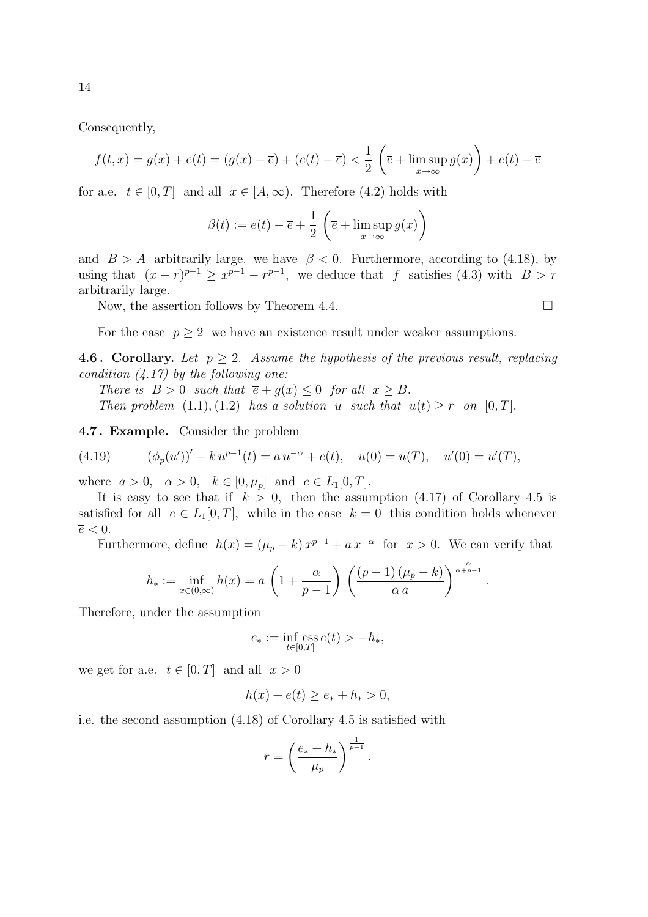Consequently,

$$f(t,x) = g(x) + e(t) = (g(x) + \overline{e}) + (e(t) - \overline{e}) < \frac{1}{2}\left(\overline{e} + \limsup_{x\to\infty} g(x)\right) + e(t) - \overline{e}$$

for a.e. $t \in [0,T]$ and all $x \in [A,\infty)$. Therefore (4.2) holds with

$$\beta(t) := e(t) - \overline{e} + \frac{1}{2}\left(\overline{e} + \limsup_{x\to\infty} g(x)\right)$$

and $B > A$ arbitrarily large. we have $\overline{\beta} < 0$. Furthermore, according to (4.18), by using that $(x-r)^{p-1} \geq x^{p-1} - r^{p-1}$, we deduce that $f$ satisfies (4.3) with $B > r$ arbitrarily large.

Now, the assertion follows by Theorem 4.4. $\square$

For the case $p \geq 2$ we have an existence result under weaker assumptions.

**4.6. Corollary.** *Let $p \geq 2$. Assume the hypothesis of the previous result, replacing condition (4.17) by the following one:*

*There is $B > 0$ such that $\overline{e} + g(x) \leq 0$ for all $x \geq B$.*

*Then problem (1.1), (1.2) has a solution $u$ such that $u(t) \geq r$ on $[0,T]$.*

**4.7. Example.** Consider the problem

$$(\phi_p(u'))' + k\,u^{p-1}(t) = a\,u^{-\alpha} + e(t), \quad u(0) = u(T), \quad u'(0) = u'(T), \tag{4.19}$$

where $a > 0$, $\alpha > 0$, $k \in [0,\mu_p]$ and $e \in L_1[0,T]$.

It is easy to see that if $k > 0$, then the assumption (4.17) of Corollary 4.5 is satisfied for all $e \in L_1[0,T]$, while in the case $k = 0$ this condition holds whenever $\overline{e} < 0$.

Furthermore, define $h(x) = (\mu_p - k)\,x^{p-1} + a\,x^{-\alpha}$ for $x > 0$. We can verify that

$$h_* := \inf_{x\in(0,\infty)} h(x) = a\left(1 + \frac{\alpha}{p-1}\right)\left(\frac{(p-1)(\mu_p - k)}{\alpha\,a}\right)^{\frac{\alpha}{\alpha+p-1}}.$$

Therefore, under the assumption

$$e_* := \inf_{t\in[0,T]} \operatorname{ess} e(t) > -h_*,$$

we get for a.e. $t \in [0,T]$ and all $x > 0$

$$h(x) + e(t) \geq e_* + h_* > 0,$$

i.e. the second assumption (4.18) of Corollary 4.5 is satisfied with

$$r = \left(\frac{e_* + h_*}{\mu_p}\right)^{\frac{1}{p-1}}.$$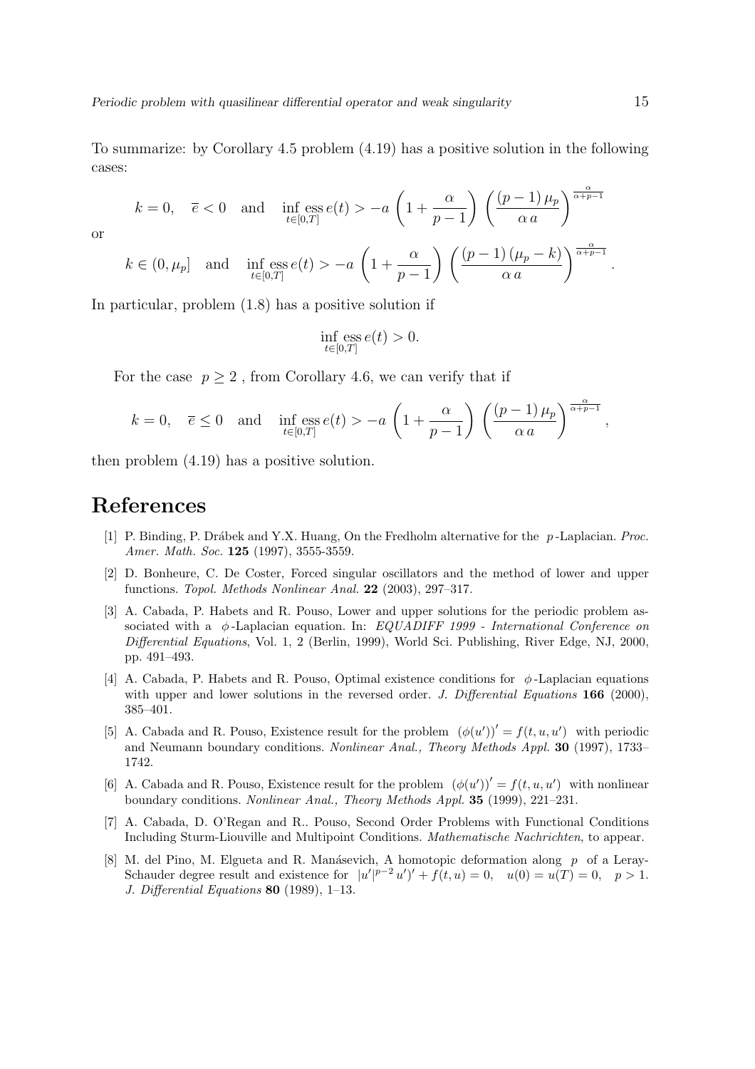To summarize: by Corollary 4.5 problem (4.19) has a positive solution in the following cases:

$$k = 0, \quad \overline{e} < 0 \quad \text{and} \quad \inf_{t\in[0,T]} \operatorname{ess} e(t) > -a\left(1 + \frac{\alpha}{p-1}\right)\left(\frac{(p-1)\,\mu_p}{\alpha\, a}\right)^{\frac{\alpha}{\alpha+p-1}}$$

or

$$k \in (0, \mu_p] \quad \text{and} \quad \inf_{t\in[0,T]} \operatorname{ess} e(t) > -a\left(1 + \frac{\alpha}{p-1}\right)\left(\frac{(p-1)\,(\mu_p - k)}{\alpha\, a}\right)^{\frac{\alpha}{\alpha+p-1}}.$$

In particular, problem (1.8) has a positive solution if

$$\inf_{t\in[0,T]} \operatorname{ess} e(t) > 0.$$

For the case $p \geq 2$, from Corollary 4.6, we can verify that if

$$k = 0, \quad \overline{e} \leq 0 \quad \text{and} \quad \inf_{t\in[0,T]} \operatorname{ess} e(t) > -a\left(1 + \frac{\alpha}{p-1}\right)\left(\frac{(p-1)\,\mu_p}{\alpha\, a}\right)^{\frac{\alpha}{\alpha+p-1}},$$

then problem (4.19) has a positive solution.

# References

[1] P. Binding, P. Drábek and Y.X. Huang, On the Fredholm alternative for the $p$-Laplacian. *Proc. Amer. Math. Soc.* **125** (1997), 3555-3559.

[2] D. Bonheure, C. De Coster, Forced singular oscillators and the method of lower and upper functions. *Topol. Methods Nonlinear Anal.* **22** (2003), 297–317.

[3] A. Cabada, P. Habets and R. Pouso, Lower and upper solutions for the periodic problem associated with a $\phi$-Laplacian equation. In: *EQUADIFF 1999 - International Conference on Differential Equations*, Vol. 1, 2 (Berlin, 1999), World Sci. Publishing, River Edge, NJ, 2000, pp. 491–493.

[4] A. Cabada, P. Habets and R. Pouso, Optimal existence conditions for $\phi$-Laplacian equations with upper and lower solutions in the reversed order. *J. Differential Equations* **166** (2000), 385–401.

[5] A. Cabada and R. Pouso, Existence result for the problem $(\phi(u'))' = f(t, u, u')$ with periodic and Neumann boundary conditions. *Nonlinear Anal., Theory Methods Appl.* **30** (1997), 1733–1742.

[6] A. Cabada and R. Pouso, Existence result for the problem $(\phi(u'))' = f(t, u, u')$ with nonlinear boundary conditions. *Nonlinear Anal., Theory Methods Appl.* **35** (1999), 221–231.

[7] A. Cabada, D. O'Regan and R.. Pouso, Second Order Problems with Functional Conditions Including Sturm-Liouville and Multipoint Conditions. *Mathematische Nachrichten*, to appear.

[8] M. del Pino, M. Elgueta and R. Manásevich, A homotopic deformation along $p$ of a Leray-Schauder degree result and existence for $|u'|^{p-2}\,u')' + f(t, u) = 0, \quad u(0) = u(T) = 0, \quad p > 1$. *J. Differential Equations* **80** (1989), 1–13.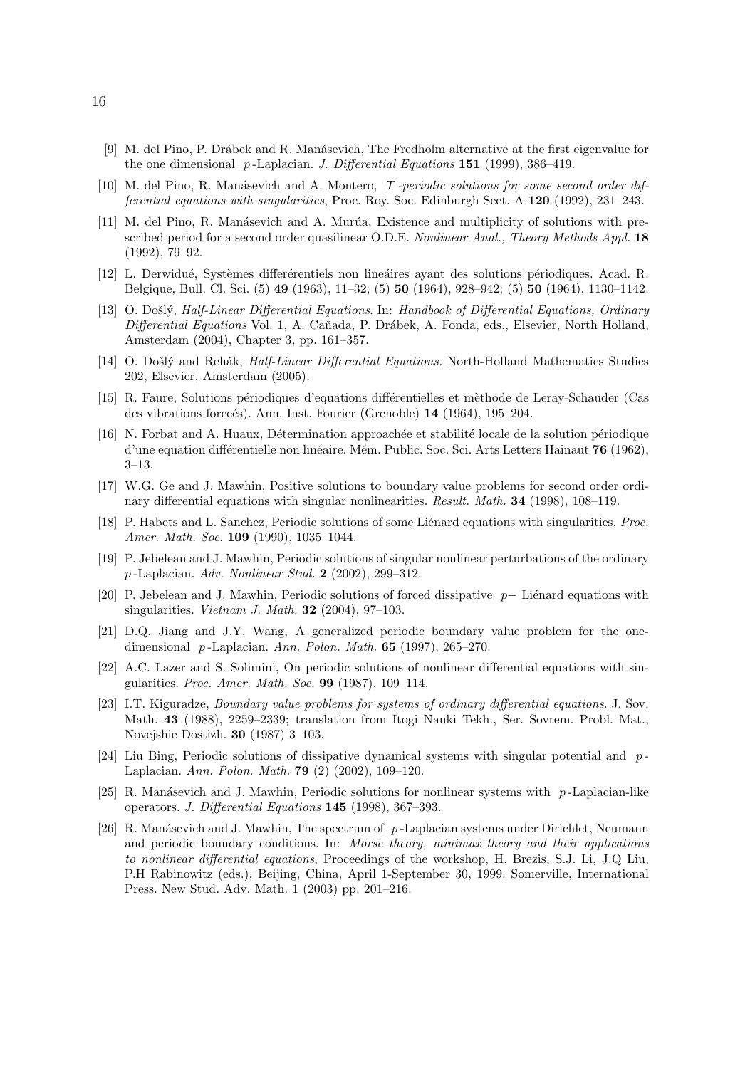[9] M. del Pino, P. Drábek and R. Manásevich, The Fredholm alternative at the first eigenvalue for the one dimensional $p$-Laplacian. *J. Differential Equations* **151** (1999), 386–419.

[10] M. del Pino, R. Manásevich and A. Montero, *$T$-periodic solutions for some second order differential equations with singularities*, Proc. Roy. Soc. Edinburgh Sect. A **120** (1992), 231–243.

[11] M. del Pino, R. Manásevich and A. Murúa, Existence and multiplicity of solutions with prescribed period for a second order quasilinear O.D.E. *Nonlinear Anal., Theory Methods Appl.* **18** (1992), 79–92.

[12] L. Derwidué, Systèmes differérentiels non lineáires ayant des solutions périodiques. Acad. R. Belgique, Bull. Cl. Sci. (5) **49** (1963), 11–32; (5) **50** (1964), 928–942; (5) **50** (1964), 1130–1142.

[13] O. Došlý, *Half-Linear Differential Equations*. In: *Handbook of Differential Equations, Ordinary Differential Equations* Vol. 1, A. Cañada, P. Drábek, A. Fonda, eds., Elsevier, North Holland, Amsterdam (2004), Chapter 3, pp. 161–357.

[14] O. Došlý and Řehák, *Half-Linear Differential Equations.* North-Holland Mathematics Studies 202, Elsevier, Amsterdam (2005).

[15] R. Faure, Solutions périodiques d'equations différentielles et mèthode de Leray-Schauder (Cas des vibrations forceés). Ann. Inst. Fourier (Grenoble) **14** (1964), 195–204.

[16] N. Forbat and A. Huaux, Détermination approachée et stabilité locale de la solution périodique d'une equation différentielle non linéaire. Mém. Public. Soc. Sci. Arts Letters Hainaut **76** (1962), 3–13.

[17] W.G. Ge and J. Mawhin, Positive solutions to boundary value problems for second order ordinary differential equations with singular nonlinearities. *Result. Math.* **34** (1998), 108–119.

[18] P. Habets and L. Sanchez, Periodic solutions of some Liénard equations with singularities. *Proc. Amer. Math. Soc.* **109** (1990), 1035–1044.

[19] P. Jebelean and J. Mawhin, Periodic solutions of singular nonlinear perturbations of the ordinary $p$-Laplacian. *Adv. Nonlinear Stud.* **2** (2002), 299–312.

[20] P. Jebelean and J. Mawhin, Periodic solutions of forced dissipative $p-$ Liénard equations with singularities. *Vietnam J. Math.* **32** (2004), 97–103.

[21] D.Q. Jiang and J.Y. Wang, A generalized periodic boundary value problem for the one-dimensional $p$-Laplacian. *Ann. Polon. Math.* **65** (1997), 265–270.

[22] A.C. Lazer and S. Solimini, On periodic solutions of nonlinear differential equations with singularities. *Proc. Amer. Math. Soc.* **99** (1987), 109–114.

[23] I.T. Kiguradze, *Boundary value problems for systems of ordinary differential equations*. J. Sov. Math. **43** (1988), 2259–2339; translation from Itogi Nauki Tekh., Ser. Sovrem. Probl. Mat., Novejshie Dostizh. **30** (1987) 3–103.

[24] Liu Bing, Periodic solutions of dissipative dynamical systems with singular potential and $p$-Laplacian. *Ann. Polon. Math.* **79** (2) (2002), 109–120.

[25] R. Manásevich and J. Mawhin, Periodic solutions for nonlinear systems with $p$-Laplacian-like operators. *J. Differential Equations* **145** (1998), 367–393.

[26] R. Manásevich and J. Mawhin, The spectrum of $p$-Laplacian systems under Dirichlet, Neumann and periodic boundary conditions. In: *Morse theory, minimax theory and their applications to nonlinear differential equations*, Proceedings of the workshop, H. Brezis, S.J. Li, J.Q Liu, P.H Rabinowitz (eds.), Beijing, China, April 1-September 30, 1999. Somerville, International Press. New Stud. Adv. Math. 1 (2003) pp. 201–216.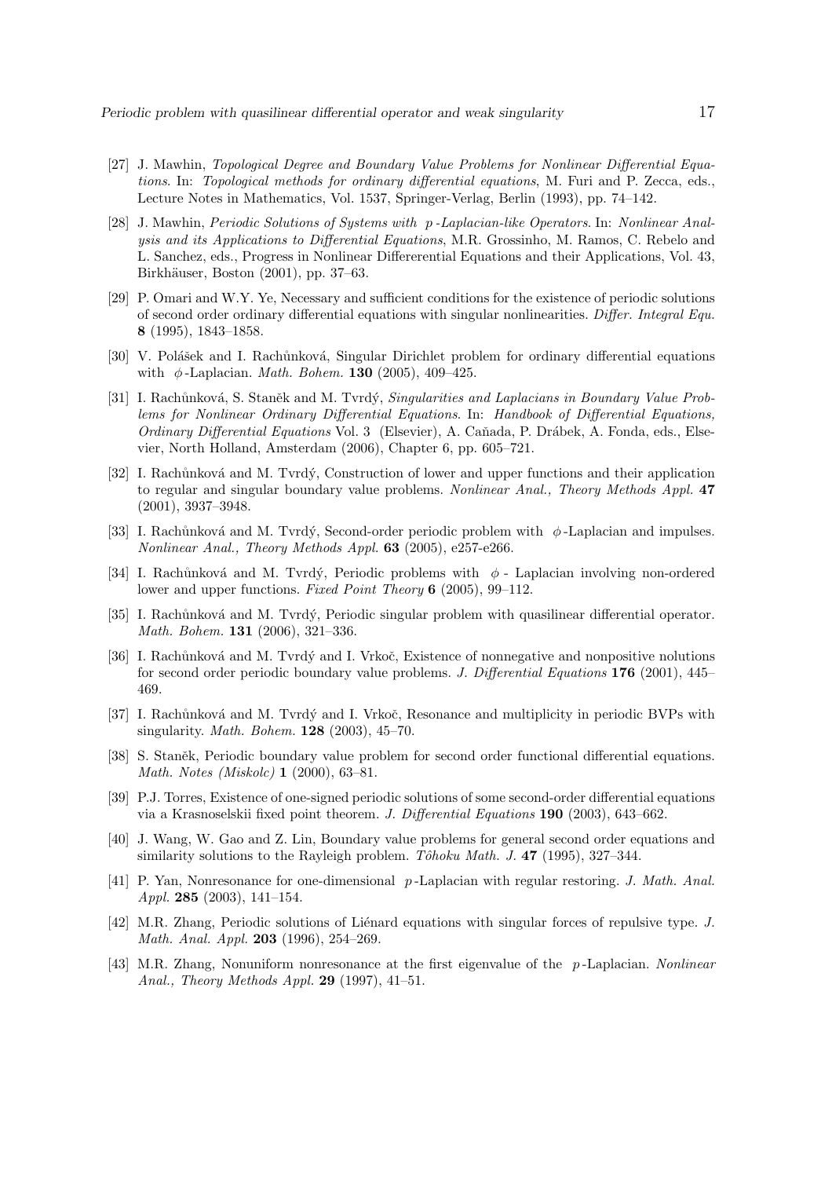[27] J. Mawhin, *Topological Degree and Boundary Value Problems for Nonlinear Differential Equations*. In: *Topological methods for ordinary differential equations*, M. Furi and P. Zecca, eds., Lecture Notes in Mathematics, Vol. 1537, Springer-Verlag, Berlin (1993), pp. 74–142.

[28] J. Mawhin, *Periodic Solutions of Systems with $p$-Laplacian-like Operators*. In: *Nonlinear Analysis and its Applications to Differential Equations*, M.R. Grossinho, M. Ramos, C. Rebelo and L. Sanchez, eds., Progress in Nonlinear Differerential Equations and their Applications, Vol. 43, Birkhäuser, Boston (2001), pp. 37–63.

[29] P. Omari and W.Y. Ye, Necessary and sufficient conditions for the existence of periodic solutions of second order ordinary differential equations with singular nonlinearities. *Differ. Integral Equ.* **8** (1995), 1843–1858.

[30] V. Polášek and I. Rachůnková, Singular Dirichlet problem for ordinary differential equations with $\phi$-Laplacian. *Math. Bohem.* **130** (2005), 409–425.

[31] I. Rachůnková, S. Staněk and M. Tvrdý, *Singularities and Laplacians in Boundary Value Problems for Nonlinear Ordinary Differential Equations*. In: *Handbook of Differential Equations, Ordinary Differential Equations* Vol. 3 (Elsevier), A. Cañada, P. Drábek, A. Fonda, eds., Elsevier, North Holland, Amsterdam (2006), Chapter 6, pp. 605–721.

[32] I. Rachůnková and M. Tvrdý, Construction of lower and upper functions and their application to regular and singular boundary value problems. *Nonlinear Anal., Theory Methods Appl.* **47** (2001), 3937–3948.

[33] I. Rachůnková and M. Tvrdý, Second-order periodic problem with $\phi$-Laplacian and impulses. *Nonlinear Anal., Theory Methods Appl.* **63** (2005), e257-e266.

[34] I. Rachůnková and M. Tvrdý, Periodic problems with $\phi$ - Laplacian involving non-ordered lower and upper functions. *Fixed Point Theory* **6** (2005), 99–112.

[35] I. Rachůnková and M. Tvrdý, Periodic singular problem with quasilinear differential operator. *Math. Bohem.* **131** (2006), 321–336.

[36] I. Rachůnková and M. Tvrdý and I. Vrkoč, Existence of nonnegative and nonpositive nolutions for second order periodic boundary value problems. *J. Differential Equations* **176** (2001), 445–469.

[37] I. Rachůnková and M. Tvrdý and I. Vrkoč, Resonance and multiplicity in periodic BVPs with singularity. *Math. Bohem.* **128** (2003), 45–70.

[38] S. Staněk, Periodic boundary value problem for second order functional differential equations. *Math. Notes (Miskolc)* **1** (2000), 63–81.

[39] P.J. Torres, Existence of one-signed periodic solutions of some second-order differential equations via a Krasnoselskii fixed point theorem. *J. Differential Equations* **190** (2003), 643–662.

[40] J. Wang, W. Gao and Z. Lin, Boundary value problems for general second order equations and similarity solutions to the Rayleigh problem. *Tôhoku Math. J.* **47** (1995), 327–344.

[41] P. Yan, Nonresonance for one-dimensional $p$-Laplacian with regular restoring. *J. Math. Anal. Appl.* **285** (2003), 141–154.

[42] M.R. Zhang, Periodic solutions of Liénard equations with singular forces of repulsive type. *J. Math. Anal. Appl.* **203** (1996), 254–269.

[43] M.R. Zhang, Nonuniform nonresonance at the first eigenvalue of the $p$-Laplacian. *Nonlinear Anal., Theory Methods Appl.* **29** (1997), 41–51.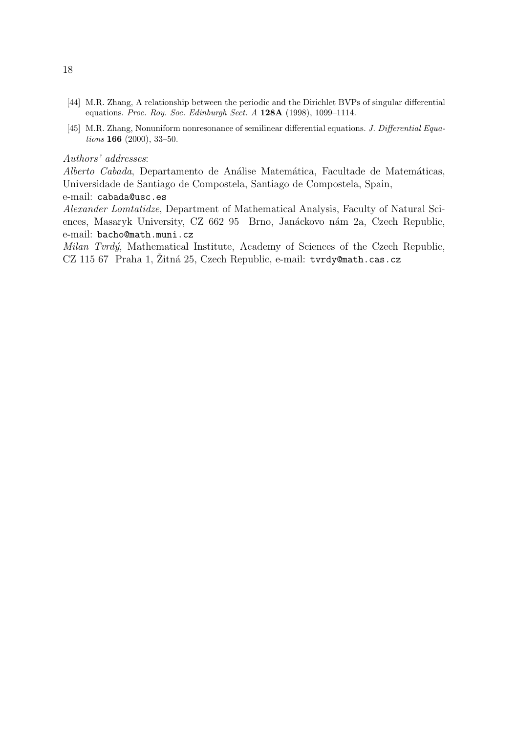[44] M.R. Zhang, A relationship between the periodic and the Dirichlet BVPs of singular differential equations. *Proc. Roy. Soc. Edinburgh Sect. A* **128A** (1998), 1099–1114.

[45] M.R. Zhang, Nonuniform nonresonance of semilinear differential equations. *J. Differential Equations* **166** (2000), 33–50.

*Authors' addresses*:

*Alberto Cabada*, Departamento de Análise Matemática, Facultade de Matemáticas, Universidade de Santiago de Compostela, Santiago de Compostela, Spain, e-mail: `cabada@usc.es`

*Alexander Lomtatidze*, Department of Mathematical Analysis, Faculty of Natural Sciences, Masaryk University, CZ 662 95 Brno, Janáckovo nám 2a, Czech Republic, e-mail: `bacho@math.muni.cz`

*Milan Tvrdý*, Mathematical Institute, Academy of Sciences of the Czech Republic, CZ 115 67 Praha 1, Žitná 25, Czech Republic, e-mail: `tvrdy@math.cas.cz`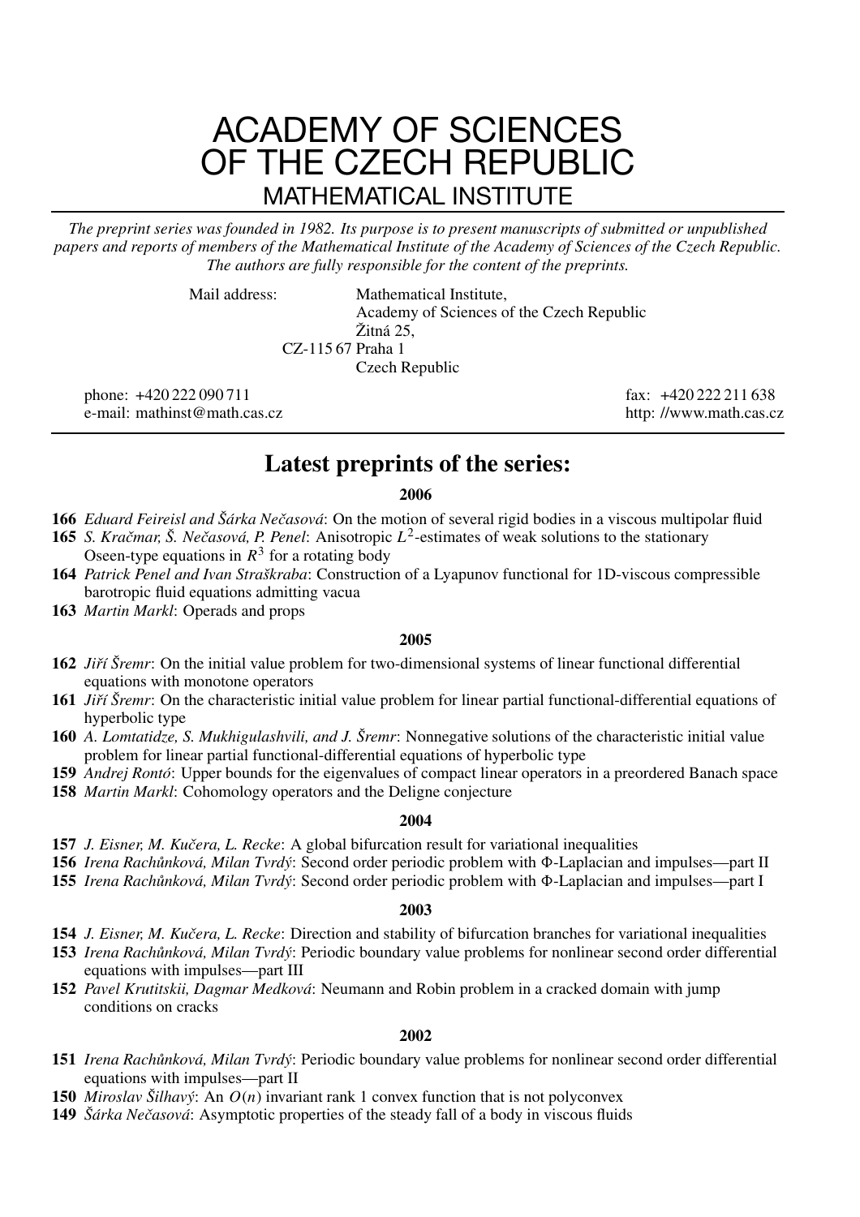# ACADEMY OF SCIENCES OF THE CZECH REPUBLIC

## MATHEMATICAL INSTITUTE

*The preprint series was founded in 1982. Its purpose is to present manuscripts of submitted or unpublished papers and reports of members of the Mathematical Institute of the Academy of Sciences of the Czech Republic. The authors are fully responsible for the content of the preprints.*

Mail address: Mathematical Institute,
Academy of Sciences of the Czech Republic
Žitná 25,
CZ-115 67 Praha 1
Czech Republic

phone: +420 222 090 711 fax: +420 222 211 638
e-mail: mathinst@math.cas.cz http: //www.math.cas.cz

---

## Latest preprints of the series:

### 2006

**166** *Eduard Feireisl and Šárka Nečasová*: On the motion of several rigid bodies in a viscous multipolar fluid
**165** *S. Kračmar, Š. Nečasová, P. Penel*: Anisotropic $L^2$-estimates of weak solutions to the stationary Oseen-type equations in $R^3$ for a rotating body
**164** *Patrick Penel and Ivan Straškraba*: Construction of a Lyapunov functional for 1D-viscous compressible barotropic fluid equations admitting vacua
**163** *Martin Markl*: Operads and props

### 2005

**162** *Jiří Šremr*: On the initial value problem for two-dimensional systems of linear functional differential equations with monotone operators
**161** *Jiří Šremr*: On the characteristic initial value problem for linear partial functional-differential equations of hyperbolic type
**160** *A. Lomtatidze, S. Mukhigulashvili, and J. Šremr*: Nonnegative solutions of the characteristic initial value problem for linear partial functional-differential equations of hyperbolic type
**159** *Andrej Rontó*: Upper bounds for the eigenvalues of compact linear operators in a preordered Banach space
**158** *Martin Markl*: Cohomology operators and the Deligne conjecture

### 2004

**157** *J. Eisner, M. Kučera, L. Recke*: A global bifurcation result for variational inequalities
**156** *Irena Rachůnková, Milan Tvrdý*: Second order periodic problem with $\Phi$-Laplacian and impulses—part II
**155** *Irena Rachůnková, Milan Tvrdý*: Second order periodic problem with $\Phi$-Laplacian and impulses—part I

### 2003

**154** *J. Eisner, M. Kučera, L. Recke*: Direction and stability of bifurcation branches for variational inequalities
**153** *Irena Rachůnková, Milan Tvrdý*: Periodic boundary value problems for nonlinear second order differential equations with impulses—part III
**152** *Pavel Krutitskii, Dagmar Medková*: Neumann and Robin problem in a cracked domain with jump conditions on cracks

### 2002

**151** *Irena Rachůnková, Milan Tvrdý*: Periodic boundary value problems for nonlinear second order differential equations with impulses—part II
**150** *Miroslav Šilhavý*: An $O(n)$ invariant rank 1 convex function that is not polyconvex
**149** *Šárka Nečasová*: Asymptotic properties of the steady fall of a body in viscous fluids